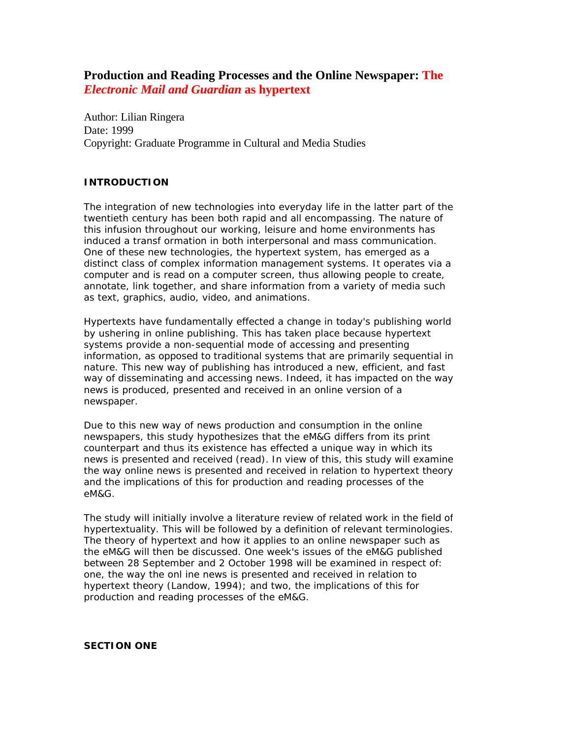# Production and Reading Processes and the Online Newspaper: The *Electronic Mail and Guardian* as hypertext

Author: Lilian Ringera
Date: 1999
Copyright: Graduate Programme in Cultural and Media Studies

## INTRODUCTION

The integration of new technologies into everyday life in the latter part of the twentieth century has been both rapid and all encompassing. The nature of this infusion throughout our working, leisure and home environments has induced a transf ormation in both interpersonal and mass communication. One of these new technologies, the hypertext system, has emerged as a distinct class of complex information management systems. It operates via a computer and is read on a computer screen, thus allowing people to create, annotate, link together, and share information from a variety of media such as text, graphics, audio, video, and animations.

Hypertexts have fundamentally effected a change in today's publishing world by ushering in online publishing. This has taken place because hypertext systems provide a non-sequential mode of accessing and presenting information, as opposed to traditional systems that are primarily sequential in nature. This new way of publishing has introduced a new, efficient, and fast way of disseminating and accessing news. Indeed, it has impacted on the way news is produced, presented and received in an online version of a newspaper.

Due to this new way of news production and consumption in the online newspapers, this study hypothesizes that the eM&G differs from its print counterpart and thus its existence has effected a unique way in which its news is presented and received (read). In view of this, this study will examine the way online news is presented and received in relation to hypertext theory and the implications of this for production and reading processes of the eM&G.

The study will initially involve a literature review of related work in the field of hypertextuality. This will be followed by a definition of relevant terminologies. The theory of hypertext and how it applies to an online newspaper such as the eM&G will then be discussed. One week's issues of the eM&G published between 28 September and 2 October 1998 will be examined in respect of: one, the way the onl ine news is presented and received in relation to hypertext theory (Landow, 1994); and two, the implications of this for production and reading processes of the eM&G.

## SECTION ONE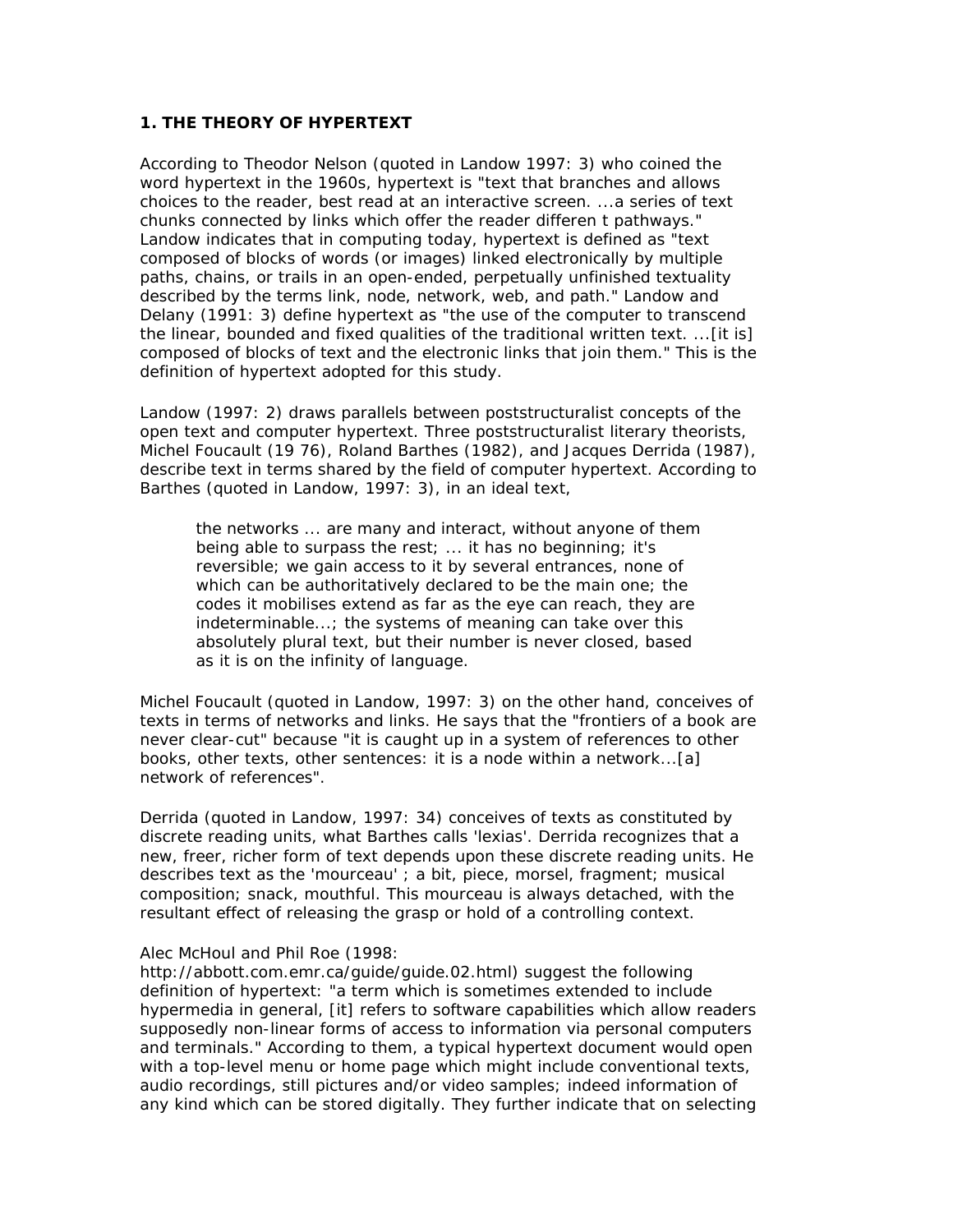**1. THE THEORY OF HYPERTEXT**

According to Theodor Nelson (quoted in Landow 1997: 3) who coined the word hypertext in the 1960s, hypertext is "text that branches and allows choices to the reader, best read at an interactive screen. ...a series of text chunks connected by links which offer the reader differen t pathways." Landow indicates that in computing today, hypertext is defined as "text composed of blocks of words (or images) linked electronically by multiple paths, chains, or trails in an open-ended, perpetually unfinished textuality described by the terms link, node, network, web, and path." Landow and Delany (1991: 3) define hypertext as "the use of the computer to transcend the linear, bounded and fixed qualities of the traditional written text. ...[it is] composed of blocks of text and the electronic links that join them." This is the definition of hypertext adopted for this study.

Landow (1997: 2) draws parallels between poststructuralist concepts of the open text and computer hypertext. Three poststructuralist literary theorists, Michel Foucault (19 76), Roland Barthes (1982), and Jacques Derrida (1987), describe text in terms shared by the field of computer hypertext. According to Barthes (quoted in Landow, 1997: 3), in an ideal text,

> the networks ... are many and interact, without anyone of them being able to surpass the rest; ... it has no beginning; it's reversible; we gain access to it by several entrances, none of which can be authoritatively declared to be the main one; the codes it mobilises extend as far as the eye can reach, they are indeterminable...; the systems of meaning can take over this absolutely plural text, but their number is never closed, based as it is on the infinity of language.

Michel Foucault (quoted in Landow, 1997: 3) on the other hand, conceives of texts in terms of networks and links. He says that the "frontiers of a book are never clear-cut" because "it is caught up in a system of references to other books, other texts, other sentences: it is a node within a network...[a] network of references".

Derrida (quoted in Landow, 1997: 34) conceives of texts as constituted by discrete reading units, what Barthes calls 'lexias'. Derrida recognizes that a new, freer, richer form of text depends upon these discrete reading units. He describes text as the 'mourceau' ; a bit, piece, morsel, fragment; musical composition; snack, mouthful. This mourceau is always detached, with the resultant effect of releasing the grasp or hold of a controlling context.

Alec McHoul and Phil Roe (1998: http://abbott.com.emr.ca/guide/guide.02.html) suggest the following definition of hypertext: "a term which is sometimes extended to include hypermedia in general, [it] refers to software capabilities which allow readers supposedly non-linear forms of access to information via personal computers and terminals." According to them, a typical hypertext document would open with a top-level menu or home page which might include conventional texts, audio recordings, still pictures and/or video samples; indeed information of any kind which can be stored digitally. They further indicate that on selecting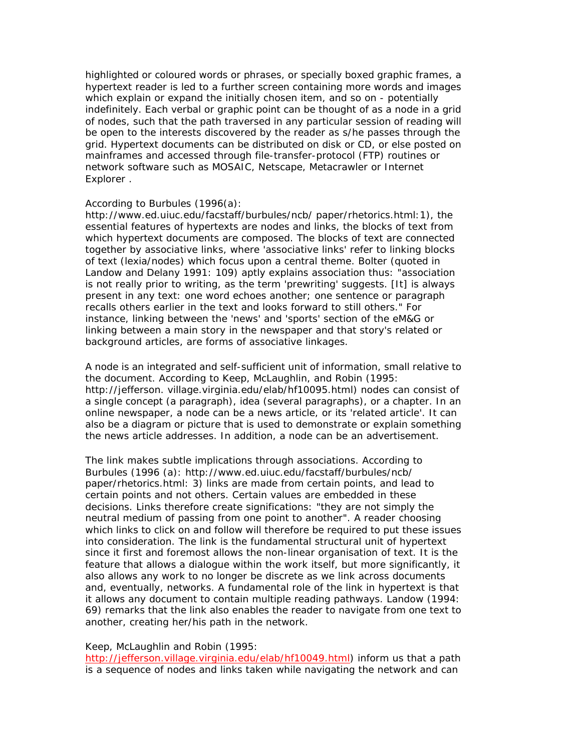highlighted or coloured words or phrases, or specially boxed graphic frames, a hypertext reader is led to a further screen containing more words and images which explain or expand the initially chosen item, and so on - potentially indefinitely. Each verbal or graphic point can be thought of as a node in a grid of nodes, such that the path traversed in any particular session of reading will be open to the interests discovered by the reader as s/he passes through the grid. Hypertext documents can be distributed on disk or CD, or else posted on mainframes and accessed through file-transfer-protocol (FTP) routines or network software such as MOSAIC, Netscape, Metacrawler or Internet Explorer .

According to Burbules (1996(a): http://www.ed.uiuc.edu/facstaff/burbules/ncb/ paper/rhetorics.html:1), the essential features of hypertexts are nodes and links, the blocks of text from which hypertext documents are composed. The blocks of text are connected together by associative links, where 'associative links' refer to linking blocks of text (lexia/nodes) which focus upon a central theme. Bolter (quoted in Landow and Delany 1991: 109) aptly explains association thus: "association is not really prior to writing, as the term 'prewriting' suggests. [It] is always present in any text: one word echoes another; one sentence or paragraph recalls others earlier in the text and looks forward to still others." For instance, linking between the 'news' and 'sports' section of the eM&G or linking between a main story in the newspaper and that story's related or background articles, are forms of associative linkages.

A node is an integrated and self-sufficient unit of information, small relative to the document. According to Keep, McLaughlin, and Robin (1995: http://jefferson. village.virginia.edu/elab/hf10095.html) nodes can consist of a single concept (a paragraph), idea (several paragraphs), or a chapter. In an online newspaper, a node can be a news article, or its 'related article'. It can also be a diagram or picture that is used to demonstrate or explain something the news article addresses. In addition, a node can be an advertisement.

The link makes subtle implications through associations. According to Burbules (1996 (a): http://www.ed.uiuc.edu/facstaff/burbules/ncb/ paper/rhetorics.html: 3) links are made from certain points, and lead to certain points and not others. Certain values are embedded in these decisions. Links therefore create significations: "they are not simply the neutral medium of passing from one point to another". A reader choosing which links to click on and follow will therefore be required to put these issues into consideration. The link is the fundamental structural unit of hypertext since it first and foremost allows the non-linear organisation of text. It is the feature that allows a dialogue within the work itself, but more significantly, it also allows any work to no longer be discrete as we link across documents and, eventually, networks. A fundamental role of the link in hypertext is that it allows any document to contain multiple reading pathways. Landow (1994: 69) remarks that the link also enables the reader to navigate from one text to another, creating her/his path in the network.

Keep, McLaughlin and Robin (1995: http://jefferson.village.virginia.edu/elab/hf10049.html) inform us that a path is a sequence of nodes and links taken while navigating the network and can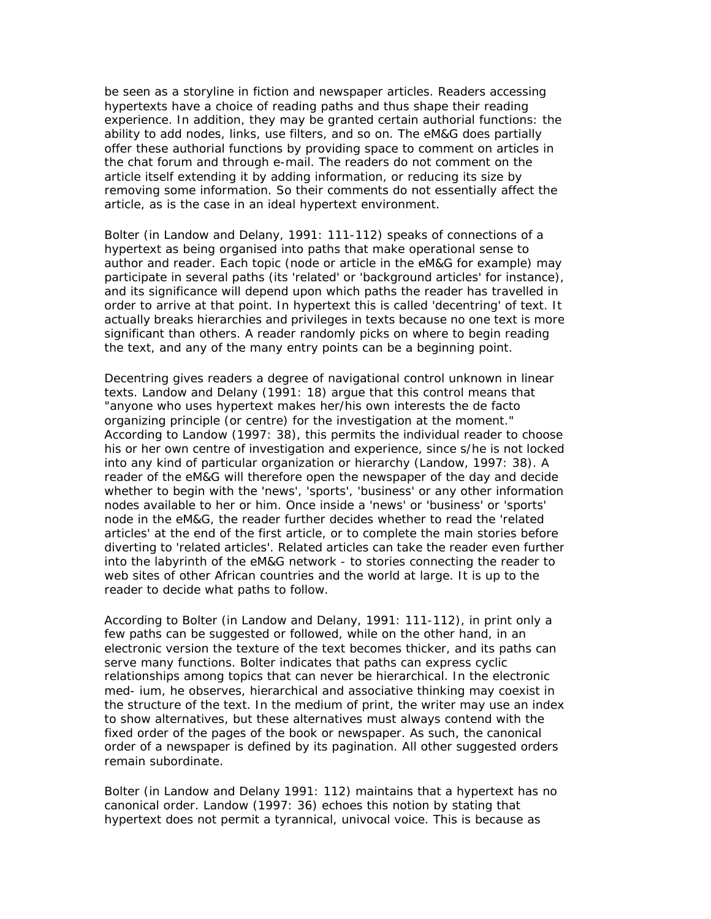be seen as a storyline in fiction and newspaper articles. Readers accessing hypertexts have a choice of reading paths and thus shape their reading experience. In addition, they may be granted certain authorial functions: the ability to add nodes, links, use filters, and so on. The eM&G does partially offer these authorial functions by providing space to comment on articles in the chat forum and through e-mail. The readers do not comment on the article itself extending it by adding information, or reducing its size by removing some information. So their comments do not essentially affect the article, as is the case in an ideal hypertext environment.

Bolter (in Landow and Delany, 1991: 111-112) speaks of connections of a hypertext as being organised into paths that make operational sense to author and reader. Each topic (node or article in the eM&G for example) may participate in several paths (its 'related' or 'background articles' for instance), and its significance will depend upon which paths the reader has travelled in order to arrive at that point. In hypertext this is called 'decentring' of text. It actually breaks hierarchies and privileges in texts because no one text is more significant than others. A reader randomly picks on where to begin reading the text, and any of the many entry points can be a beginning point.

Decentring gives readers a degree of navigational control unknown in linear texts. Landow and Delany (1991: 18) argue that this control means that "anyone who uses hypertext makes her/his own interests the de facto organizing principle (or centre) for the investigation at the moment." According to Landow (1997: 38), this permits the individual reader to choose his or her own centre of investigation and experience, since s/he is not locked into any kind of particular organization or hierarchy (Landow, 1997: 38). A reader of the eM&G will therefore open the newspaper of the day and decide whether to begin with the 'news', 'sports', 'business' or any other information nodes available to her or him. Once inside a 'news' or 'business' or 'sports' node in the eM&G, the reader further decides whether to read the 'related articles' at the end of the first article, or to complete the main stories before diverting to 'related articles'. Related articles can take the reader even further into the labyrinth of the eM&G network - to stories connecting the reader to web sites of other African countries and the world at large. It is up to the reader to decide what paths to follow.

According to Bolter (in Landow and Delany, 1991: 111-112), in print only a few paths can be suggested or followed, while on the other hand, in an electronic version the texture of the text becomes thicker, and its paths can serve many functions. Bolter indicates that paths can express cyclic relationships among topics that can never be hierarchical. In the electronic med- ium, he observes, hierarchical and associative thinking may coexist in the structure of the text. In the medium of print, the writer may use an index to show alternatives, but these alternatives must always contend with the fixed order of the pages of the book or newspaper. As such, the canonical order of a newspaper is defined by its pagination. All other suggested orders remain subordinate.

Bolter (in Landow and Delany 1991: 112) maintains that a hypertext has no canonical order. Landow (1997: 36) echoes this notion by stating that hypertext does not permit a tyrannical, univocal voice. This is because as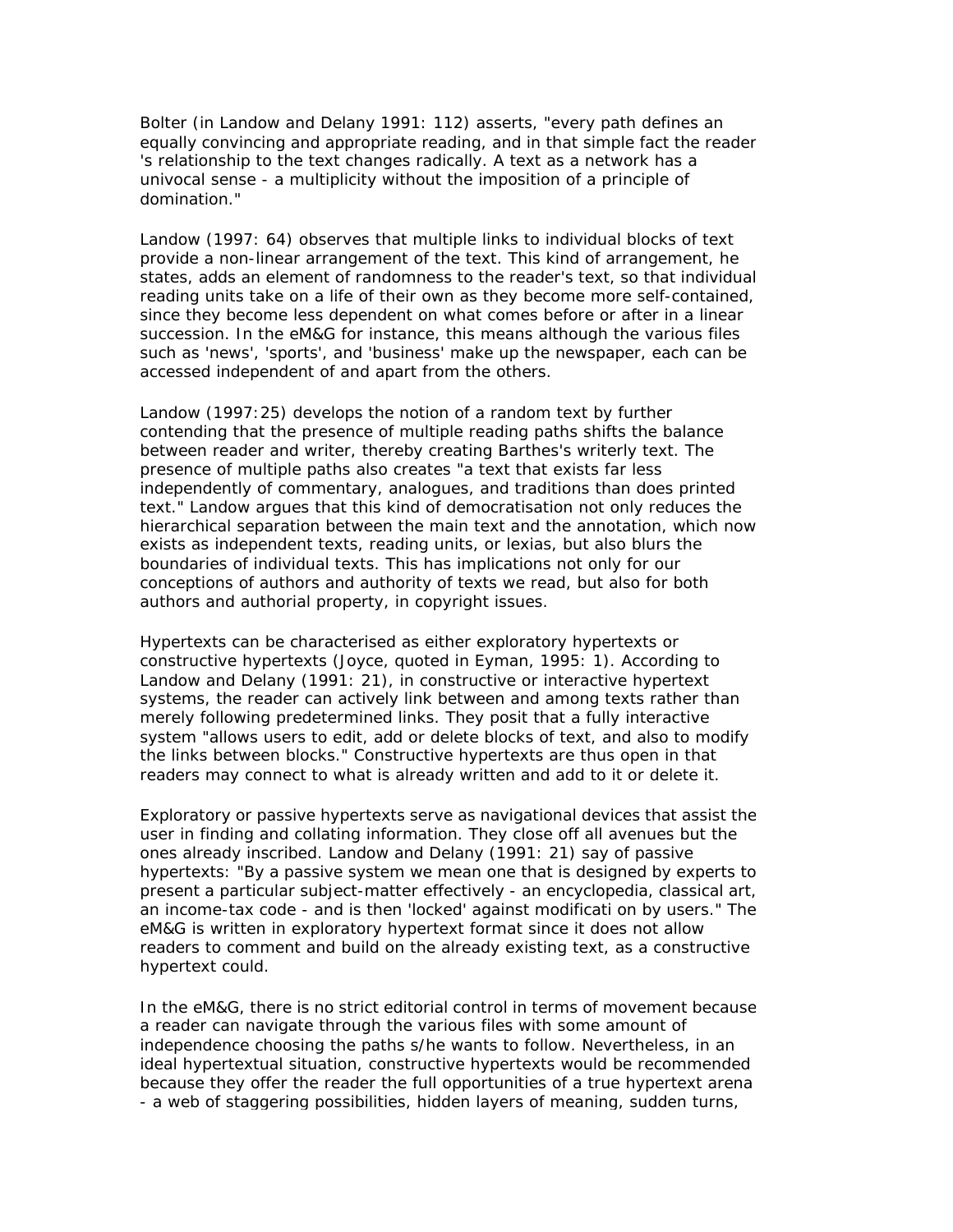Bolter (in Landow and Delany 1991: 112) asserts, "every path defines an equally convincing and appropriate reading, and in that simple fact the reader 's relationship to the text changes radically. A text as a network has a univocal sense - a multiplicity without the imposition of a principle of domination."

Landow (1997: 64) observes that multiple links to individual blocks of text provide a non-linear arrangement of the text. This kind of arrangement, he states, adds an element of randomness to the reader's text, so that individual reading units take on a life of their own as they become more self-contained, since they become less dependent on what comes before or after in a linear succession. In the eM&G for instance, this means although the various files such as 'news', 'sports', and 'business' make up the newspaper, each can be accessed independent of and apart from the others.

Landow (1997:25) develops the notion of a random text by further contending that the presence of multiple reading paths shifts the balance between reader and writer, thereby creating Barthes's writerly text. The presence of multiple paths also creates "a text that exists far less independently of commentary, analogues, and traditions than does printed text." Landow argues that this kind of democratisation not only reduces the hierarchical separation between the main text and the annotation, which now exists as independent texts, reading units, or lexias, but also blurs the boundaries of individual texts. This has implications not only for our conceptions of authors and authority of texts we read, but also for both authors and authorial property, in copyright issues.

Hypertexts can be characterised as either exploratory hypertexts or constructive hypertexts (Joyce, quoted in Eyman, 1995: 1). According to Landow and Delany (1991: 21), in constructive or interactive hypertext systems, the reader can actively link between and among texts rather than merely following predetermined links. They posit that a fully interactive system "allows users to edit, add or delete blocks of text, and also to modify the links between blocks." Constructive hypertexts are thus open in that readers may connect to what is already written and add to it or delete it.

Exploratory or passive hypertexts serve as navigational devices that assist the user in finding and collating information. They close off all avenues but the ones already inscribed. Landow and Delany (1991: 21) say of passive hypertexts: "By a passive system we mean one that is designed by experts to present a particular subject-matter effectively - an encyclopedia, classical art, an income-tax code - and is then 'locked' against modificati on by users." The eM&G is written in exploratory hypertext format since it does not allow readers to comment and build on the already existing text, as a constructive hypertext could.

In the eM&G, there is no strict editorial control in terms of movement because a reader can navigate through the various files with some amount of independence choosing the paths s/he wants to follow. Nevertheless, in an ideal hypertextual situation, constructive hypertexts would be recommended because they offer the reader the full opportunities of a true hypertext arena - a web of staggering possibilities, hidden layers of meaning, sudden turns,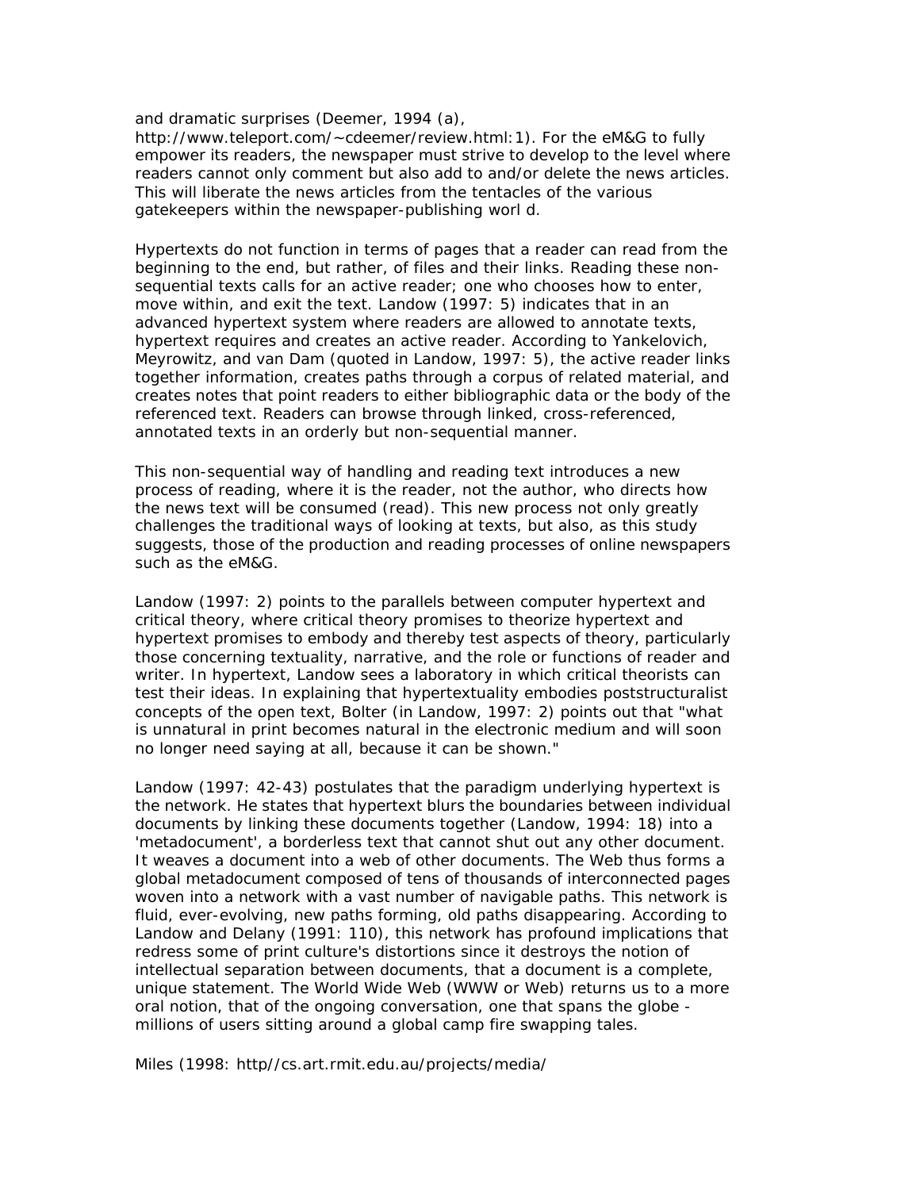and dramatic surprises (Deemer, 1994 (a), http://www.teleport.com/~cdeemer/review.html:1). For the eM&G to fully empower its readers, the newspaper must strive to develop to the level where readers cannot only comment but also add to and/or delete the news articles. This will liberate the news articles from the tentacles of the various gatekeepers within the newspaper-publishing worl d.

Hypertexts do not function in terms of pages that a reader can read from the beginning to the end, but rather, of files and their links. Reading these non-sequential texts calls for an active reader; one who chooses how to enter, move within, and exit the text. Landow (1997: 5) indicates that in an advanced hypertext system where readers are allowed to annotate texts, hypertext requires and creates an active reader. According to Yankelovich, Meyrowitz, and van Dam (quoted in Landow, 1997: 5), the active reader links together information, creates paths through a corpus of related material, and creates notes that point readers to either bibliographic data or the body of the referenced text. Readers can browse through linked, cross-referenced, annotated texts in an orderly but non-sequential manner.

This non-sequential way of handling and reading text introduces a new process of reading, where it is the reader, not the author, who directs how the news text will be consumed (read). This new process not only greatly challenges the traditional ways of looking at texts, but also, as this study suggests, those of the production and reading processes of online newspapers such as the eM&G.

Landow (1997: 2) points to the parallels between computer hypertext and critical theory, where critical theory promises to theorize hypertext and hypertext promises to embody and thereby test aspects of theory, particularly those concerning textuality, narrative, and the role or functions of reader and writer. In hypertext, Landow sees a laboratory in which critical theorists can test their ideas. In explaining that hypertextuality embodies poststructuralist concepts of the open text, Bolter (in Landow, 1997: 2) points out that "what is unnatural in print becomes natural in the electronic medium and will soon no longer need saying at all, because it can be shown."

Landow (1997: 42-43) postulates that the paradigm underlying hypertext is the network. He states that hypertext blurs the boundaries between individual documents by linking these documents together (Landow, 1994: 18) into a 'metadocument', a borderless text that cannot shut out any other document. It weaves a document into a web of other documents. The Web thus forms a global metadocument composed of tens of thousands of interconnected pages woven into a network with a vast number of navigable paths. This network is fluid, ever-evolving, new paths forming, old paths disappearing. According to Landow and Delany (1991: 110), this network has profound implications that redress some of print culture's distortions since it destroys the notion of intellectual separation between documents, that a document is a complete, unique statement. The World Wide Web (WWW or Web) returns us to a more oral notion, that of the ongoing conversation, one that spans the globe - millions of users sitting around a global camp fire swapping tales.

Miles (1998: http//cs.art.rmit.edu.au/projects/media/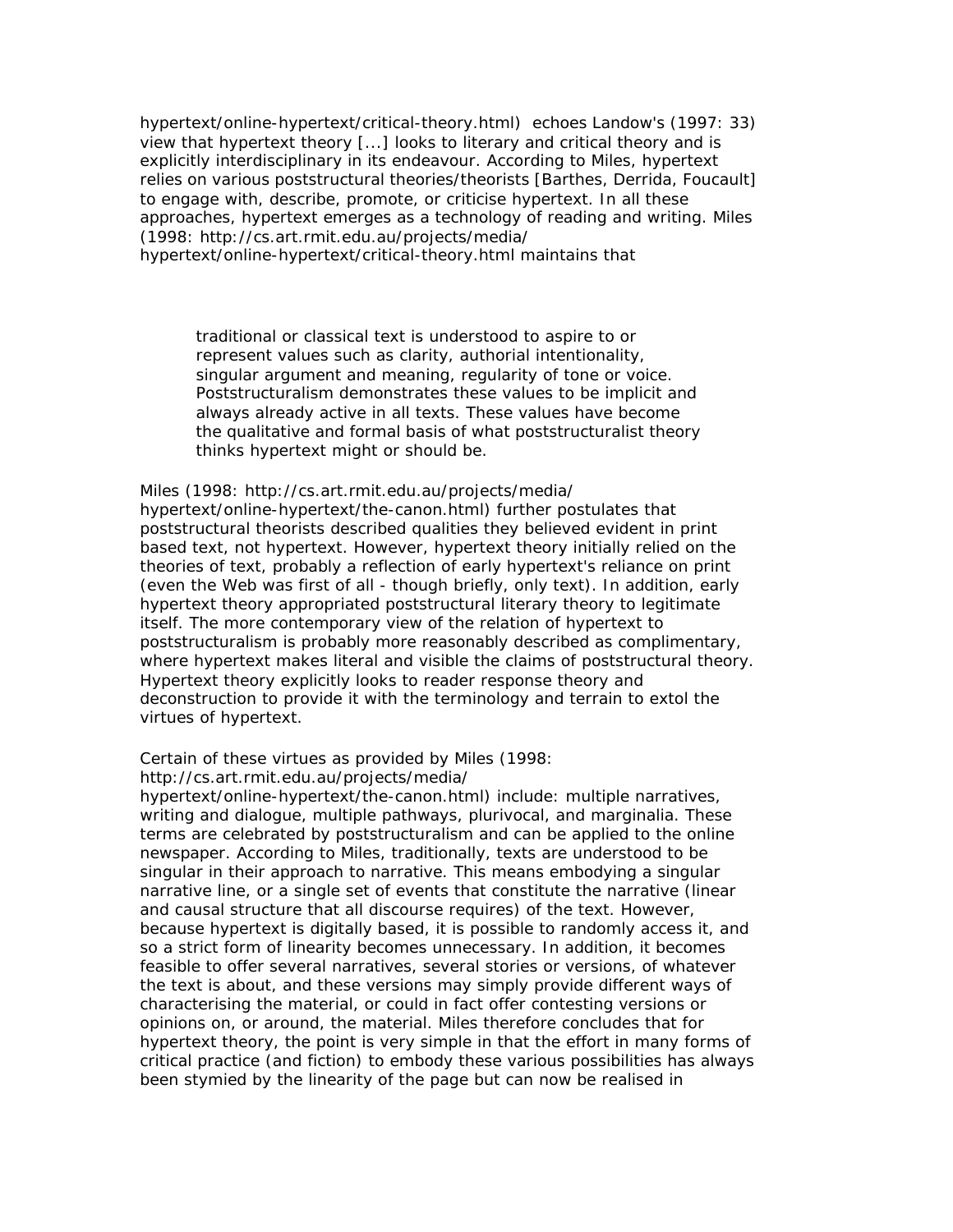hypertext/online-hypertext/critical-theory.html) echoes Landow's (1997: 33) view that hypertext theory [...] looks to literary and critical theory and is explicitly interdisciplinary in its endeavour. According to Miles, hypertext relies on various poststructural theories/theorists [Barthes, Derrida, Foucault] to engage with, describe, promote, or criticise hypertext. In all these approaches, hypertext emerges as a technology of reading and writing. Miles (1998: http://cs.art.rmit.edu.au/projects/media/ hypertext/online-hypertext/critical-theory.html maintains that

> traditional or classical text is understood to aspire to or represent values such as clarity, authorial intentionality, singular argument and meaning, regularity of tone or voice. Poststructuralism demonstrates these values to be implicit and always already active in all texts. These values have become the qualitative and formal basis of what poststructuralist theory thinks hypertext might or should be.

Miles (1998: http://cs.art.rmit.edu.au/projects/media/ hypertext/online-hypertext/the-canon.html) further postulates that poststructural theorists described qualities they believed evident in print based text, not hypertext. However, hypertext theory initially relied on the theories of text, probably a reflection of early hypertext's reliance on print (even the Web was first of all - though briefly, only text). In addition, early hypertext theory appropriated poststructural literary theory to legitimate itself. The more contemporary view of the relation of hypertext to poststructuralism is probably more reasonably described as complimentary, where hypertext makes literal and visible the claims of poststructural theory. Hypertext theory explicitly looks to reader response theory and deconstruction to provide it with the terminology and terrain to extol the virtues of hypertext.

Certain of these virtues as provided by Miles (1998: http://cs.art.rmit.edu.au/projects/media/ hypertext/online-hypertext/the-canon.html) include: multiple narratives, writing and dialogue, multiple pathways, plurivocal, and marginalia. These terms are celebrated by poststructuralism and can be applied to the online newspaper. According to Miles, traditionally, texts are understood to be singular in their approach to narrative. This means embodying a singular narrative line, or a single set of events that constitute the narrative (linear and causal structure that all discourse requires) of the text. However, because hypertext is digitally based, it is possible to randomly access it, and so a strict form of linearity becomes unnecessary. In addition, it becomes feasible to offer several narratives, several stories or versions, of whatever the text is about, and these versions may simply provide different ways of characterising the material, or could in fact offer contesting versions or opinions on, or around, the material. Miles therefore concludes that for hypertext theory, the point is very simple in that the effort in many forms of critical practice (and fiction) to embody these various possibilities has always been stymied by the linearity of the page but can now be realised in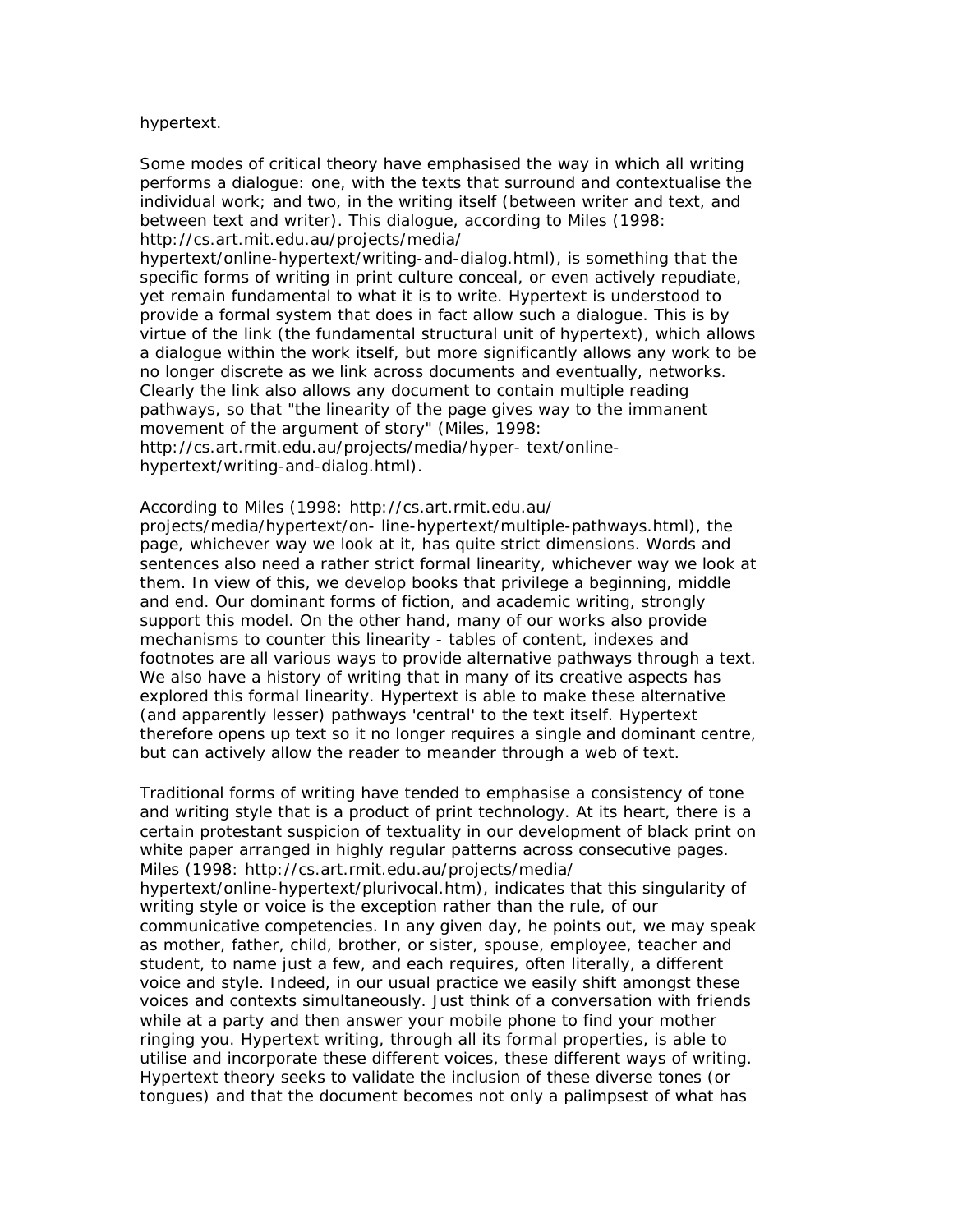hypertext.

Some modes of critical theory have emphasised the way in which all writing performs a dialogue: one, with the texts that surround and contextualise the individual work; and two, in the writing itself (between writer and text, and between text and writer). This dialogue, according to Miles (1998: http://cs.art.mit.edu.au/projects/media/hypertext/online-hypertext/writing-and-dialog.html), is something that the specific forms of writing in print culture conceal, or even actively repudiate, yet remain fundamental to what it is to write. Hypertext is understood to provide a formal system that does in fact allow such a dialogue. This is by virtue of the link (the fundamental structural unit of hypertext), which allows a dialogue within the work itself, but more significantly allows any work to be no longer discrete as we link across documents and eventually, networks. Clearly the link also allows any document to contain multiple reading pathways, so that "the linearity of the page gives way to the immanent movement of the argument of story" (Miles, 1998: http://cs.art.rmit.edu.au/projects/media/hyper- text/online-hypertext/writing-and-dialog.html).

According to Miles (1998: http://cs.art.rmit.edu.au/projects/media/hypertext/on- line-hypertext/multiple-pathways.html), the page, whichever way we look at it, has quite strict dimensions. Words and sentences also need a rather strict formal linearity, whichever way we look at them. In view of this, we develop books that privilege a beginning, middle and end. Our dominant forms of fiction, and academic writing, strongly support this model. On the other hand, many of our works also provide mechanisms to counter this linearity - tables of content, indexes and footnotes are all various ways to provide alternative pathways through a text. We also have a history of writing that in many of its creative aspects has explored this formal linearity. Hypertext is able to make these alternative (and apparently lesser) pathways 'central' to the text itself. Hypertext therefore opens up text so it no longer requires a single and dominant centre, but can actively allow the reader to meander through a web of text.

Traditional forms of writing have tended to emphasise a consistency of tone and writing style that is a product of print technology. At its heart, there is a certain protestant suspicion of textuality in our development of black print on white paper arranged in highly regular patterns across consecutive pages. Miles (1998: http://cs.art.rmit.edu.au/projects/media/hypertext/online-hypertext/plurivocal.htm), indicates that this singularity of writing style or voice is the exception rather than the rule, of our communicative competencies. In any given day, he points out, we may speak as mother, father, child, brother, or sister, spouse, employee, teacher and student, to name just a few, and each requires, often literally, a different voice and style. Indeed, in our usual practice we easily shift amongst these voices and contexts simultaneously. Just think of a conversation with friends while at a party and then answer your mobile phone to find your mother ringing you. Hypertext writing, through all its formal properties, is able to utilise and incorporate these different voices, these different ways of writing. Hypertext theory seeks to validate the inclusion of these diverse tones (or tongues) and that the document becomes not only a palimpsest of what has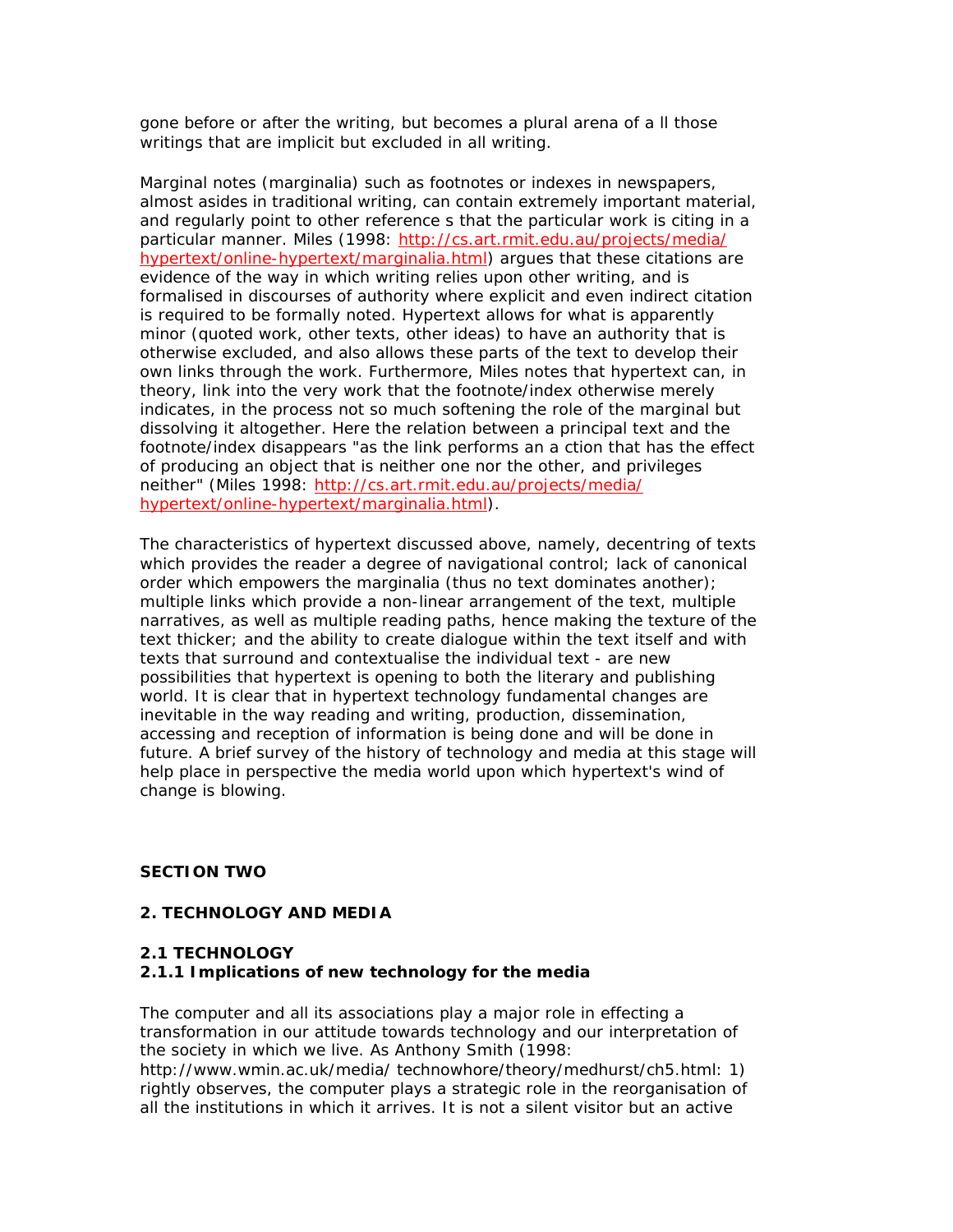gone before or after the writing, but becomes a plural arena of a ll those writings that are implicit but excluded in all writing.

Marginal notes (marginalia) such as footnotes or indexes in newspapers, almost asides in traditional writing, can contain extremely important material, and regularly point to other reference s that the particular work is citing in a particular manner. Miles (1998: [http://cs.art.rmit.edu.au/projects/media/hypertext/online-hypertext/marginalia.html](http://cs.art.rmit.edu.au/projects/media/hypertext/online-hypertext/marginalia.html)) argues that these citations are evidence of the way in which writing relies upon other writing, and is formalised in discourses of authority where explicit and even indirect citation is required to be formally noted. Hypertext allows for what is apparently minor (quoted work, other texts, other ideas) to have an authority that is otherwise excluded, and also allows these parts of the text to develop their own links through the work. Furthermore, Miles notes that hypertext can, in theory, link into the very work that the footnote/index otherwise merely indicates, in the process not so much softening the role of the marginal but dissolving it altogether. Here the relation between a principal text and the footnote/index disappears "as the link performs an a ction that has the effect of producing an object that is neither one nor the other, and privileges neither" (Miles 1998: [http://cs.art.rmit.edu.au/projects/media/hypertext/online-hypertext/marginalia.html](http://cs.art.rmit.edu.au/projects/media/hypertext/online-hypertext/marginalia.html)).

The characteristics of hypertext discussed above, namely, decentring of texts which provides the reader a degree of navigational control; lack of canonical order which empowers the marginalia (thus no text dominates another); multiple links which provide a non-linear arrangement of the text, multiple narratives, as well as multiple reading paths, hence making the texture of the text thicker; and the ability to create dialogue within the text itself and with texts that surround and contextualise the individual text - are new possibilities that hypertext is opening to both the literary and publishing world. It is clear that in hypertext technology fundamental changes are inevitable in the way reading and writing, production, dissemination, accessing and reception of information is being done and will be done in future. A brief survey of the history of technology and media at this stage will help place in perspective the media world upon which hypertext's wind of change is blowing.

## SECTION TWO

## 2. TECHNOLOGY AND MEDIA

### 2.1 TECHNOLOGY

#### 2.1.1 Implications of new technology for the media

The computer and all its associations play a major role in effecting a transformation in our attitude towards technology and our interpretation of the society in which we live. As Anthony Smith (1998: http://www.wmin.ac.uk/media/ technowhore/theory/medhurst/ch5.html: 1) rightly observes, the computer plays a strategic role in the reorganisation of all the institutions in which it arrives. It is not a silent visitor but an active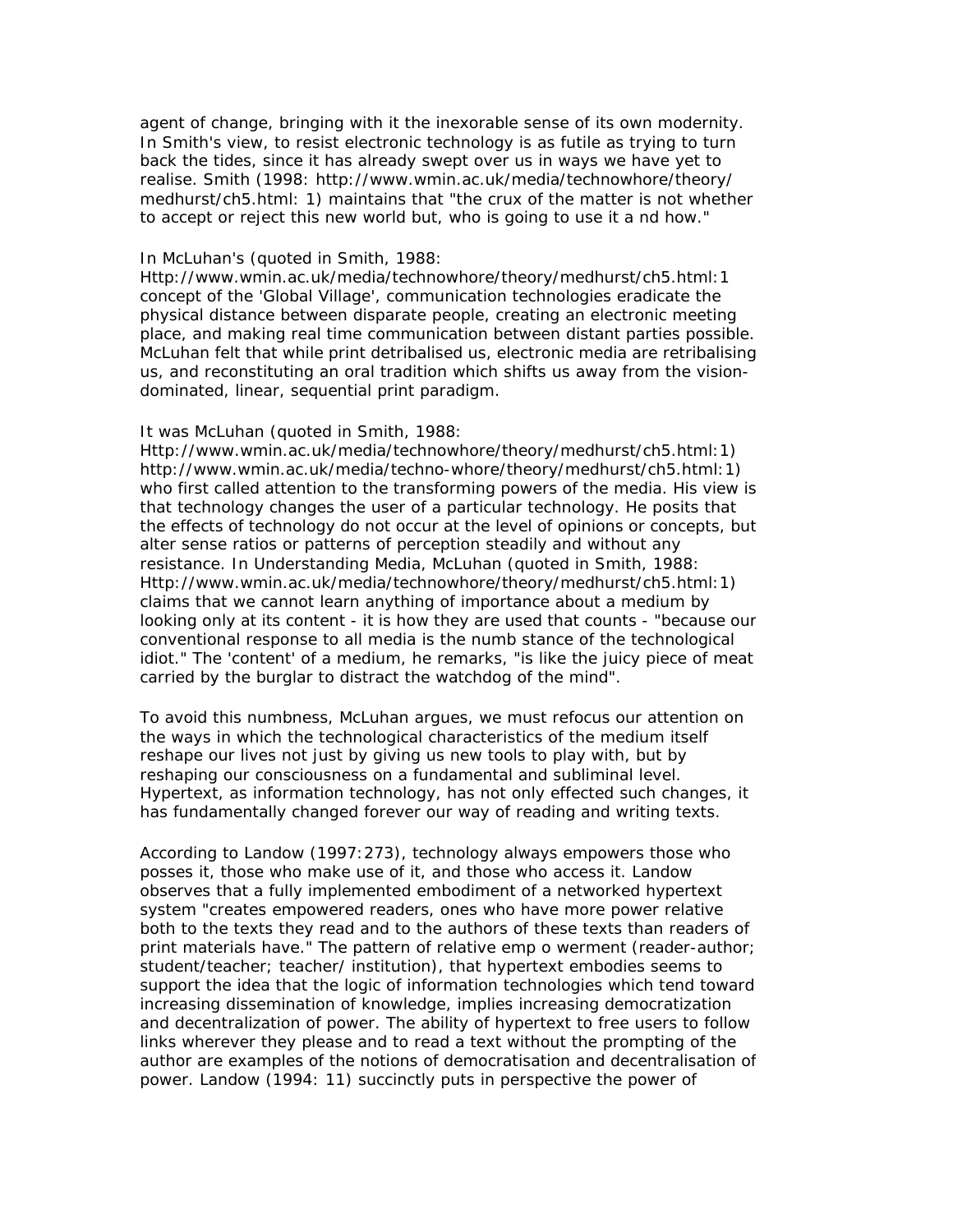agent of change, bringing with it the inexorable sense of its own modernity. In Smith's view, to resist electronic technology is as futile as trying to turn back the tides, since it has already swept over us in ways we have yet to realise. Smith (1998: http://www.wmin.ac.uk/media/technowhore/theory/medhurst/ch5.html: 1) maintains that "the crux of the matter is not whether to accept or reject this new world but, who is going to use it a nd how."

In McLuhan's (quoted in Smith, 1988: Http://www.wmin.ac.uk/media/technowhore/theory/medhurst/ch5.html:1 concept of the 'Global Village', communication technologies eradicate the physical distance between disparate people, creating an electronic meeting place, and making real time communication between distant parties possible. McLuhan felt that while print detribalised us, electronic media are retribalising us, and reconstituting an oral tradition which shifts us away from the vision-dominated, linear, sequential print paradigm.

It was McLuhan (quoted in Smith, 1988: Http://www.wmin.ac.uk/media/technowhore/theory/medhurst/ch5.html:1) http://www.wmin.ac.uk/media/techno-whore/theory/medhurst/ch5.html:1) who first called attention to the transforming powers of the media. His view is that technology changes the user of a particular technology. He posits that the effects of technology do not occur at the level of opinions or concepts, but alter sense ratios or patterns of perception steadily and without any resistance. In Understanding Media, McLuhan (quoted in Smith, 1988: Http://www.wmin.ac.uk/media/technowhore/theory/medhurst/ch5.html:1) claims that we cannot learn anything of importance about a medium by looking only at its content - it is how they are used that counts - "because our conventional response to all media is the numb stance of the technological idiot." The 'content' of a medium, he remarks, "is like the juicy piece of meat carried by the burglar to distract the watchdog of the mind".

To avoid this numbness, McLuhan argues, we must refocus our attention on the ways in which the technological characteristics of the medium itself reshape our lives not just by giving us new tools to play with, but by reshaping our consciousness on a fundamental and subliminal level. Hypertext, as information technology, has not only effected such changes, it has fundamentally changed forever our way of reading and writing texts.

According to Landow (1997:273), technology always empowers those who posses it, those who make use of it, and those who access it. Landow observes that a fully implemented embodiment of a networked hypertext system "creates empowered readers, ones who have more power relative both to the texts they read and to the authors of these texts than readers of print materials have." The pattern of relative emp o werment (reader-author; student/teacher; teacher/ institution), that hypertext embodies seems to support the idea that the logic of information technologies which tend toward increasing dissemination of knowledge, implies increasing democratization and decentralization of power. The ability of hypertext to free users to follow links wherever they please and to read a text without the prompting of the author are examples of the notions of democratisation and decentralisation of power. Landow (1994: 11) succinctly puts in perspective the power of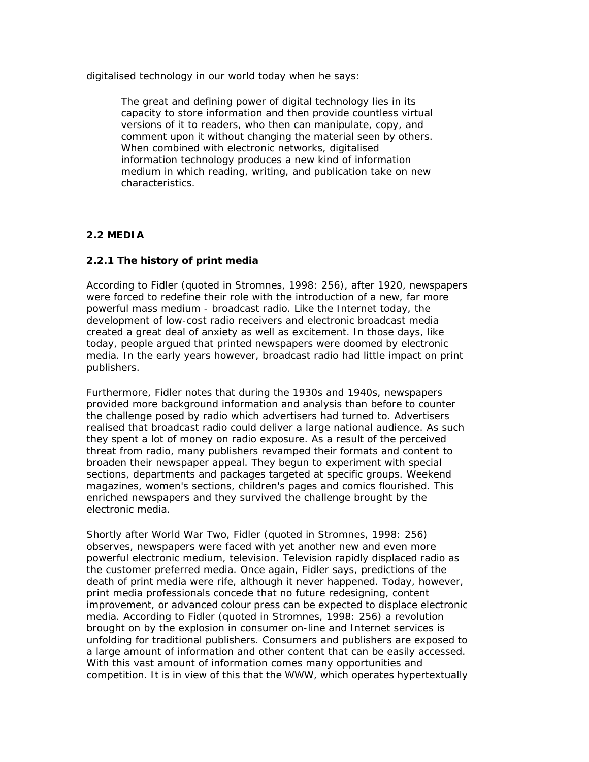digitalised technology in our world today when he says:

> The great and defining power of digital technology lies in its capacity to store information and then provide countless virtual versions of it to readers, who then can manipulate, copy, and comment upon it without changing the material seen by others. When combined with electronic networks, digitalised information technology produces a new kind of information medium in which reading, writing, and publication take on new characteristics.

## 2.2 MEDIA

### 2.2.1 The history of print media

According to Fidler (quoted in Stromnes, 1998: 256), after 1920, newspapers were forced to redefine their role with the introduction of a new, far more powerful mass medium - broadcast radio. Like the Internet today, the development of low-cost radio receivers and electronic broadcast media created a great deal of anxiety as well as excitement. In those days, like today, people argued that printed newspapers were doomed by electronic media. In the early years however, broadcast radio had little impact on print publishers.

Furthermore, Fidler notes that during the 1930s and 1940s, newspapers provided more background information and analysis than before to counter the challenge posed by radio which advertisers had turned to. Advertisers realised that broadcast radio could deliver a large national audience. As such they spent a lot of money on radio exposure. As a result of the perceived threat from radio, many publishers revamped their formats and content to broaden their newspaper appeal. They begun to experiment with special sections, departments and packages targeted at specific groups. Weekend magazines, women's sections, children's pages and comics flourished. This enriched newspapers and they survived the challenge brought by the electronic media.

Shortly after World War Two, Fidler (quoted in Stromnes, 1998: 256) observes, newspapers were faced with yet another new and even more powerful electronic medium, television. Television rapidly displaced radio as the customer preferred media. Once again, Fidler says, predictions of the death of print media were rife, although it never happened. Today, however, print media professionals concede that no future redesigning, content improvement, or advanced colour press can be expected to displace electronic media. According to Fidler (quoted in Stromnes, 1998: 256) a revolution brought on by the explosion in consumer on-line and Internet services is unfolding for traditional publishers. Consumers and publishers are exposed to a large amount of information and other content that can be easily accessed. With this vast amount of information comes many opportunities and competition. It is in view of this that the WWW, which operates hypertextually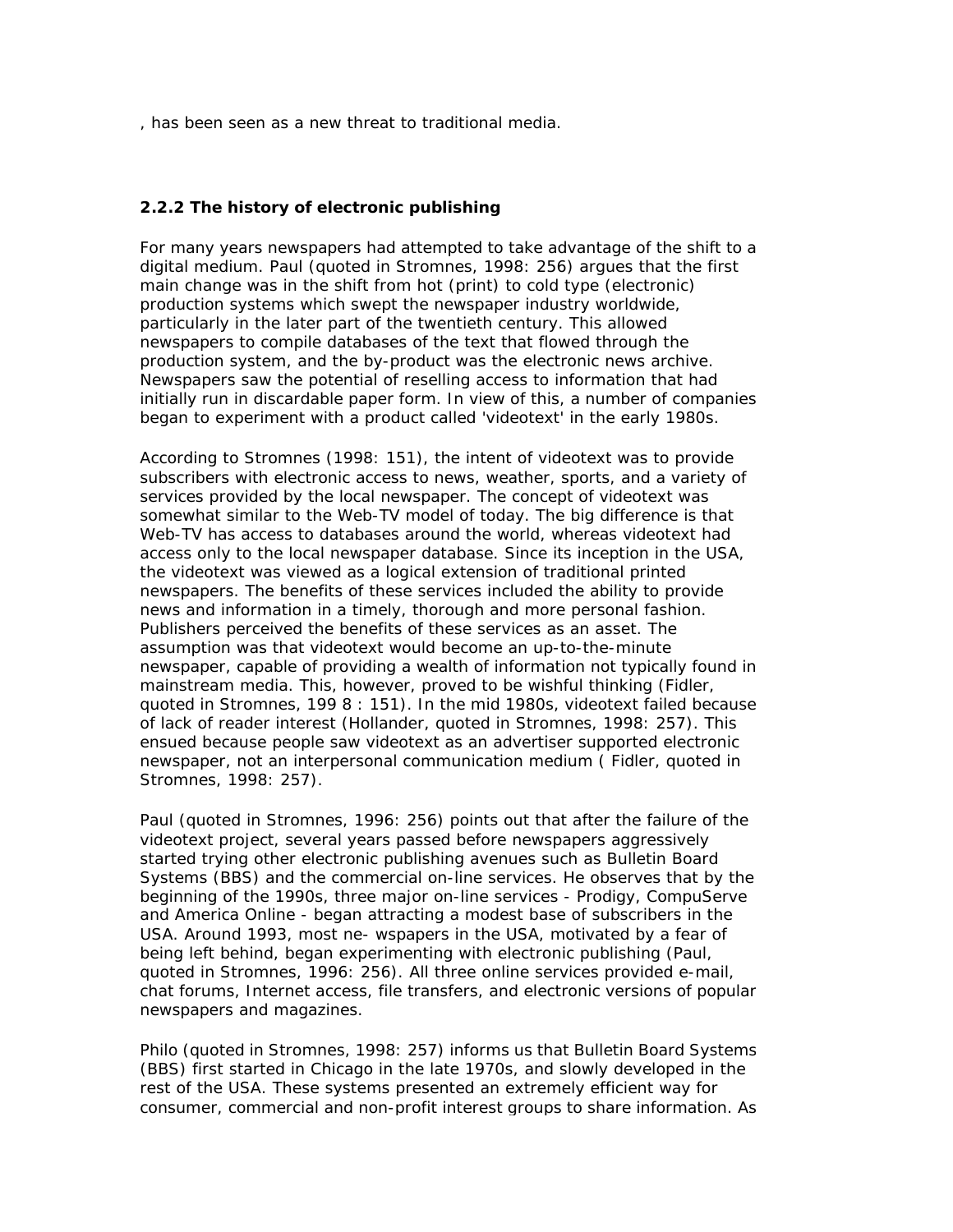, has been seen as a new threat to traditional media.

### 2.2.2 The history of electronic publishing

For many years newspapers had attempted to take advantage of the shift to a digital medium. Paul (quoted in Stromnes, 1998: 256) argues that the first main change was in the shift from hot (print) to cold type (electronic) production systems which swept the newspaper industry worldwide, particularly in the later part of the twentieth century. This allowed newspapers to compile databases of the text that flowed through the production system, and the by-product was the electronic news archive. Newspapers saw the potential of reselling access to information that had initially run in discardable paper form. In view of this, a number of companies began to experiment with a product called 'videotext' in the early 1980s.

According to Stromnes (1998: 151), the intent of videotext was to provide subscribers with electronic access to news, weather, sports, and a variety of services provided by the local newspaper. The concept of videotext was somewhat similar to the Web-TV model of today. The big difference is that Web-TV has access to databases around the world, whereas videotext had access only to the local newspaper database. Since its inception in the USA, the videotext was viewed as a logical extension of traditional printed newspapers. The benefits of these services included the ability to provide news and information in a timely, thorough and more personal fashion. Publishers perceived the benefits of these services as an asset. The assumption was that videotext would become an up-to-the-minute newspaper, capable of providing a wealth of information not typically found in mainstream media. This, however, proved to be wishful thinking (Fidler, quoted in Stromnes, 199 8 : 151). In the mid 1980s, videotext failed because of lack of reader interest (Hollander, quoted in Stromnes, 1998: 257). This ensued because people saw videotext as an advertiser supported electronic newspaper, not an interpersonal communication medium ( Fidler, quoted in Stromnes, 1998: 257).

Paul (quoted in Stromnes, 1996: 256) points out that after the failure of the videotext project, several years passed before newspapers aggressively started trying other electronic publishing avenues such as Bulletin Board Systems (BBS) and the commercial on-line services. He observes that by the beginning of the 1990s, three major on-line services - Prodigy, CompuServe and America Online - began attracting a modest base of subscribers in the USA. Around 1993, most ne- wspapers in the USA, motivated by a fear of being left behind, began experimenting with electronic publishing (Paul, quoted in Stromnes, 1996: 256). All three online services provided e-mail, chat forums, Internet access, file transfers, and electronic versions of popular newspapers and magazines.

Philo (quoted in Stromnes, 1998: 257) informs us that Bulletin Board Systems (BBS) first started in Chicago in the late 1970s, and slowly developed in the rest of the USA. These systems presented an extremely efficient way for consumer, commercial and non-profit interest groups to share information. As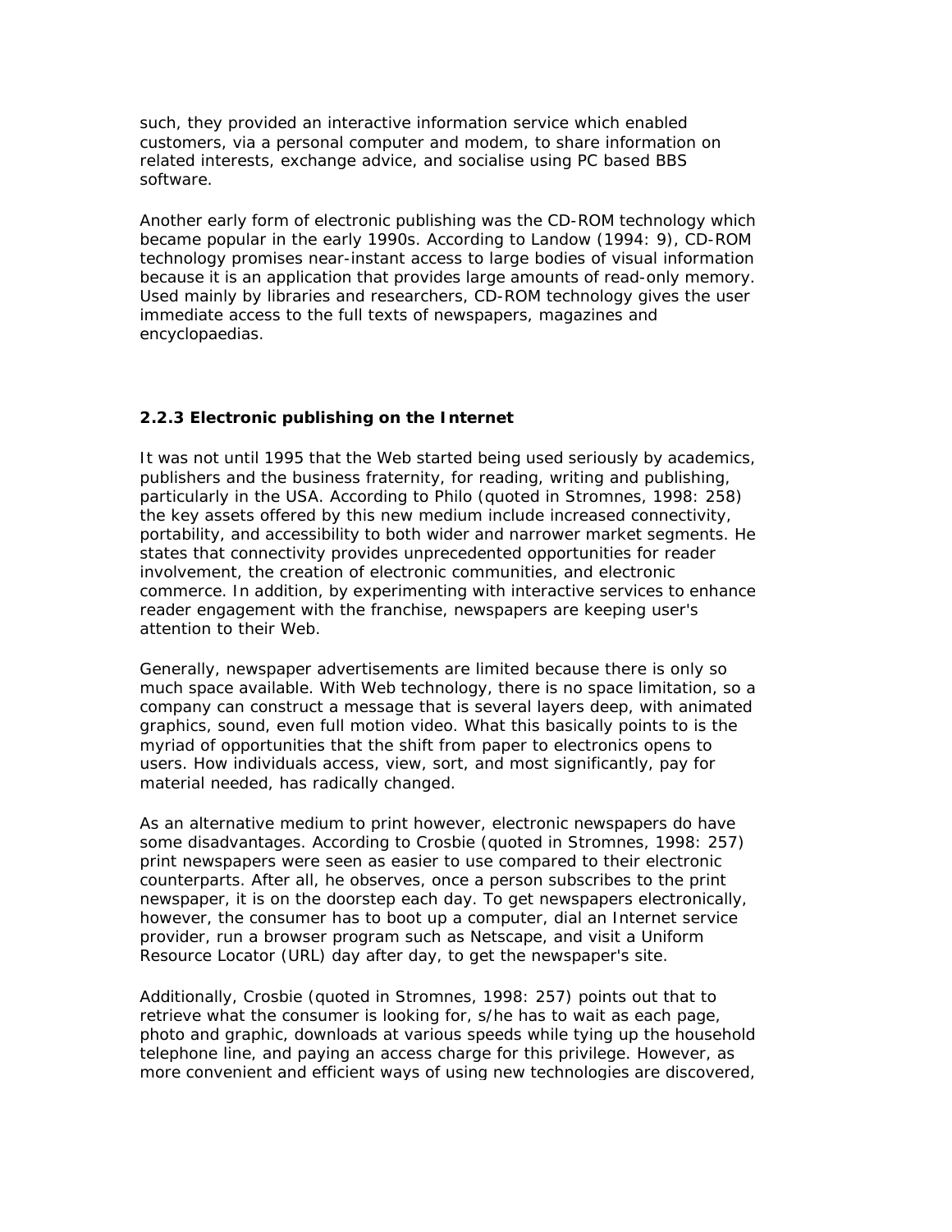such, they provided an interactive information service which enabled customers, via a personal computer and modem, to share information on related interests, exchange advice, and socialise using PC based BBS software.

Another early form of electronic publishing was the CD-ROM technology which became popular in the early 1990s. According to Landow (1994: 9), CD-ROM technology promises near-instant access to large bodies of visual information because it is an application that provides large amounts of read-only memory. Used mainly by libraries and researchers, CD-ROM technology gives the user immediate access to the full texts of newspapers, magazines and encyclopaedias.

### 2.2.3 Electronic publishing on the Internet

It was not until 1995 that the Web started being used seriously by academics, publishers and the business fraternity, for reading, writing and publishing, particularly in the USA. According to Philo (quoted in Stromnes, 1998: 258) the key assets offered by this new medium include increased connectivity, portability, and accessibility to both wider and narrower market segments. He states that connectivity provides unprecedented opportunities for reader involvement, the creation of electronic communities, and electronic commerce. In addition, by experimenting with interactive services to enhance reader engagement with the franchise, newspapers are keeping user's attention to their Web.

Generally, newspaper advertisements are limited because there is only so much space available. With Web technology, there is no space limitation, so a company can construct a message that is several layers deep, with animated graphics, sound, even full motion video. What this basically points to is the myriad of opportunities that the shift from paper to electronics opens to users. How individuals access, view, sort, and most significantly, pay for material needed, has radically changed.

As an alternative medium to print however, electronic newspapers do have some disadvantages. According to Crosbie (quoted in Stromnes, 1998: 257) print newspapers were seen as easier to use compared to their electronic counterparts. After all, he observes, once a person subscribes to the print newspaper, it is on the doorstep each day. To get newspapers electronically, however, the consumer has to boot up a computer, dial an Internet service provider, run a browser program such as Netscape, and visit a Uniform Resource Locator (URL) day after day, to get the newspaper's site.

Additionally, Crosbie (quoted in Stromnes, 1998: 257) points out that to retrieve what the consumer is looking for, s/he has to wait as each page, photo and graphic, downloads at various speeds while tying up the household telephone line, and paying an access charge for this privilege. However, as more convenient and efficient ways of using new technologies are discovered,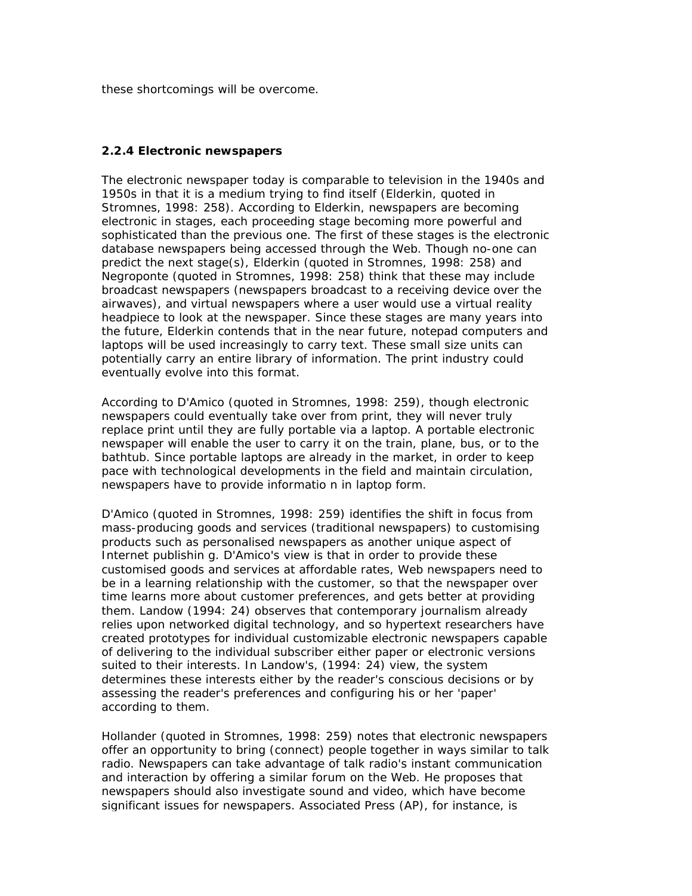these shortcomings will be overcome.

### 2.2.4 Electronic newspapers

The electronic newspaper today is comparable to television in the 1940s and 1950s in that it is a medium trying to find itself (Elderkin, quoted in Stromnes, 1998: 258). According to Elderkin, newspapers are becoming electronic in stages, each proceeding stage becoming more powerful and sophisticated than the previous one. The first of these stages is the electronic database newspapers being accessed through the Web. Though no-one can predict the next stage(s), Elderkin (quoted in Stromnes, 1998: 258) and Negroponte (quoted in Stromnes, 1998: 258) think that these may include broadcast newspapers (newspapers broadcast to a receiving device over the airwaves), and virtual newspapers where a user would use a virtual reality headpiece to look at the newspaper. Since these stages are many years into the future, Elderkin contends that in the near future, notepad computers and laptops will be used increasingly to carry text. These small size units can potentially carry an entire library of information. The print industry could eventually evolve into this format.

According to D'Amico (quoted in Stromnes, 1998: 259), though electronic newspapers could eventually take over from print, they will never truly replace print until they are fully portable via a laptop. A portable electronic newspaper will enable the user to carry it on the train, plane, bus, or to the bathtub. Since portable laptops are already in the market, in order to keep pace with technological developments in the field and maintain circulation, newspapers have to provide informatio n in laptop form.

D'Amico (quoted in Stromnes, 1998: 259) identifies the shift in focus from mass-producing goods and services (traditional newspapers) to customising products such as personalised newspapers as another unique aspect of Internet publishin g. D'Amico's view is that in order to provide these customised goods and services at affordable rates, Web newspapers need to be in a learning relationship with the customer, so that the newspaper over time learns more about customer preferences, and gets better at providing them. Landow (1994: 24) observes that contemporary journalism already relies upon networked digital technology, and so hypertext researchers have created prototypes for individual customizable electronic newspapers capable of delivering to the individual subscriber either paper or electronic versions suited to their interests. In Landow's, (1994: 24) view, the system determines these interests either by the reader's conscious decisions or by assessing the reader's preferences and configuring his or her 'paper' according to them.

Hollander (quoted in Stromnes, 1998: 259) notes that electronic newspapers offer an opportunity to bring (connect) people together in ways similar to talk radio. Newspapers can take advantage of talk radio's instant communication and interaction by offering a similar forum on the Web. He proposes that newspapers should also investigate sound and video, which have become significant issues for newspapers. Associated Press (AP), for instance, is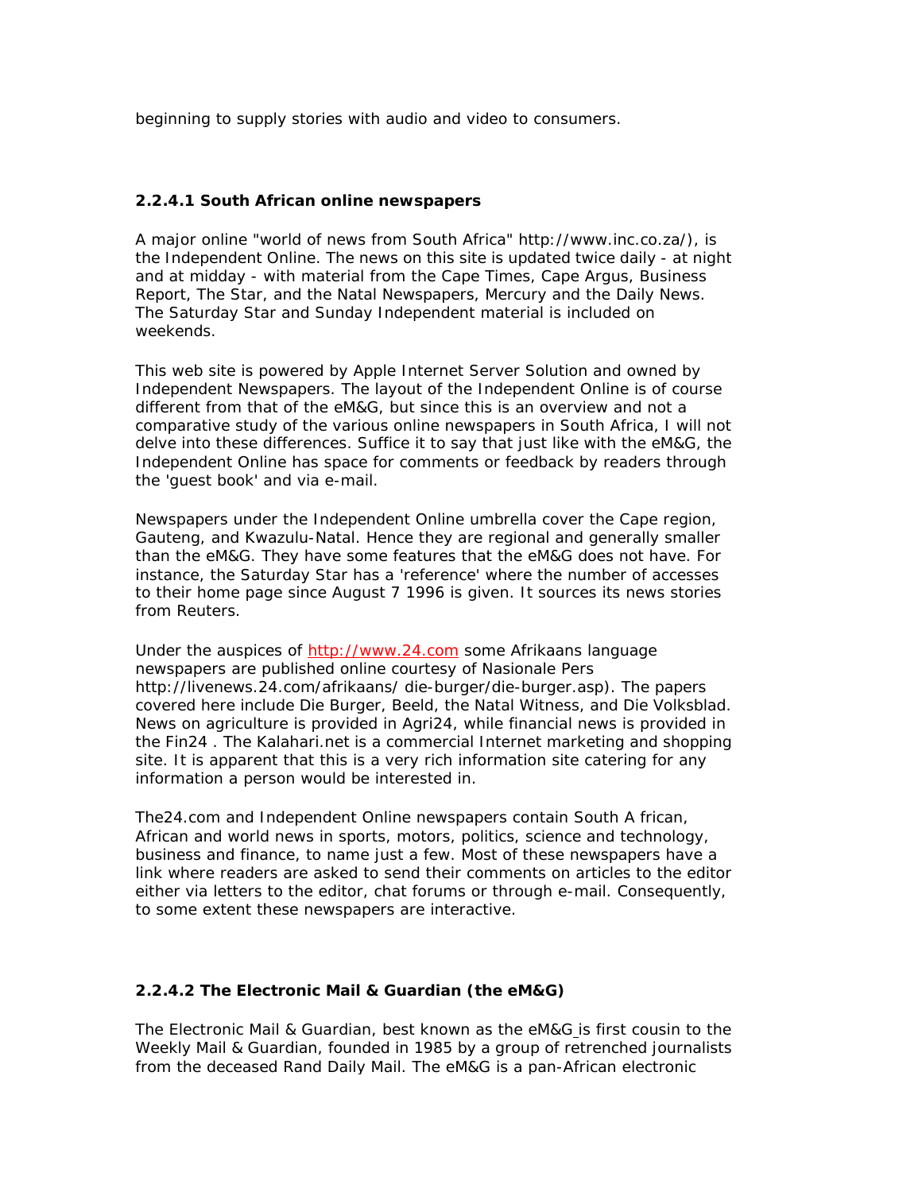beginning to supply stories with audio and video to consumers.

### 2.2.4.1 South African online newspapers

A major online "world of news from South Africa" http://www.inc.co.za/), is the Independent Online. The news on this site is updated twice daily - at night and at midday - with material from the Cape Times, Cape Argus, Business Report, The Star, and the Natal Newspapers, Mercury and the Daily News. The Saturday Star and Sunday Independent material is included on weekends.

This web site is powered by Apple Internet Server Solution and owned by Independent Newspapers. The layout of the Independent Online is of course different from that of the eM&G, but since this is an overview and not a comparative study of the various online newspapers in South Africa, I will not delve into these differences. Suffice it to say that just like with the eM&G, the Independent Online has space for comments or feedback by readers through the 'guest book' and via e-mail.

Newspapers under the Independent Online umbrella cover the Cape region, Gauteng, and Kwazulu-Natal. Hence they are regional and generally smaller than the eM&G. They have some features that the eM&G does not have. For instance, the Saturday Star has a 'reference' where the number of accesses to their home page since August 7 1996 is given. It sources its news stories from Reuters.

Under the auspices of http://www.24.com some Afrikaans language newspapers are published online courtesy of Nasionale Pers http://livenews.24.com/afrikaans/ die-burger/die-burger.asp). The papers covered here include Die Burger, Beeld, the Natal Witness, and Die Volksblad. News on agriculture is provided in Agri24, while financial news is provided in the Fin24 . The Kalahari.net is a commercial Internet marketing and shopping site. It is apparent that this is a very rich information site catering for any information a person would be interested in.

The24.com and Independent Online newspapers contain South A frican, African and world news in sports, motors, politics, science and technology, business and finance, to name just a few. Most of these newspapers have a link where readers are asked to send their comments on articles to the editor either via letters to the editor, chat forums or through e-mail. Consequently, to some extent these newspapers are interactive.

### 2.2.4.2 The Electronic Mail & Guardian (the eM&G)

The Electronic Mail & Guardian, best known as the eM&G is first cousin to the Weekly Mail & Guardian, founded in 1985 by a group of retrenched journalists from the deceased Rand Daily Mail. The eM&G is a pan-African electronic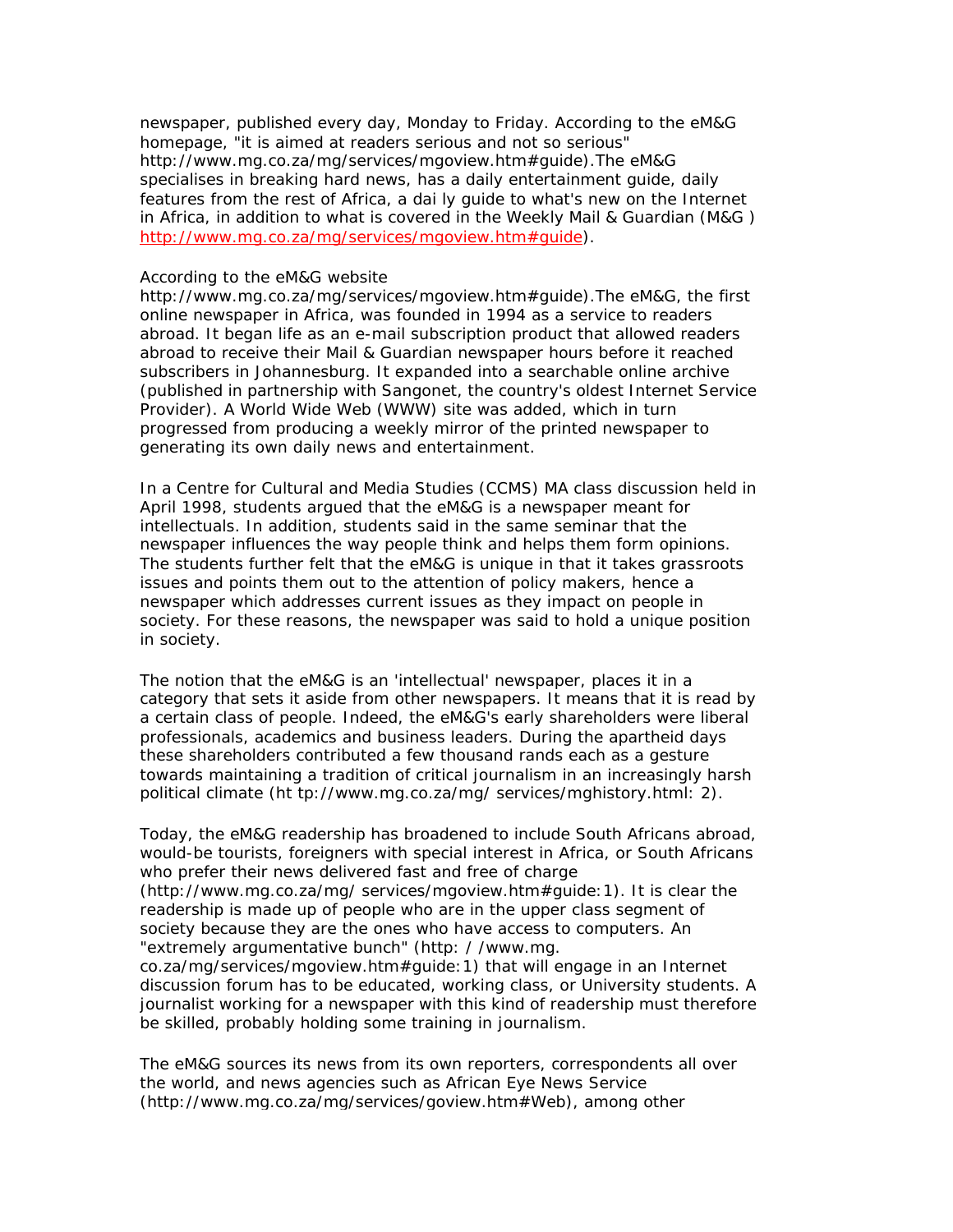newspaper, published every day, Monday to Friday. According to the eM&G homepage, "it is aimed at readers serious and not so serious" http://www.mg.co.za/mg/services/mgoview.htm#guide).The eM&G specialises in breaking hard news, has a daily entertainment guide, daily features from the rest of Africa, a dai ly guide to what's new on the Internet in Africa, in addition to what is covered in the Weekly Mail & Guardian (M&G ) http://www.mg.co.za/mg/services/mgoview.htm#guide).

According to the eM&G website http://www.mg.co.za/mg/services/mgoview.htm#guide).The eM&G, the first online newspaper in Africa, was founded in 1994 as a service to readers abroad. It began life as an e-mail subscription product that allowed readers abroad to receive their Mail & Guardian newspaper hours before it reached subscribers in Johannesburg. It expanded into a searchable online archive (published in partnership with Sangonet, the country's oldest Internet Service Provider). A World Wide Web (WWW) site was added, which in turn progressed from producing a weekly mirror of the printed newspaper to generating its own daily news and entertainment.

In a Centre for Cultural and Media Studies (CCMS) MA class discussion held in April 1998, students argued that the eM&G is a newspaper meant for intellectuals. In addition, students said in the same seminar that the newspaper influences the way people think and helps them form opinions. The students further felt that the eM&G is unique in that it takes grassroots issues and points them out to the attention of policy makers, hence a newspaper which addresses current issues as they impact on people in society. For these reasons, the newspaper was said to hold a unique position in society.

The notion that the eM&G is an 'intellectual' newspaper, places it in a category that sets it aside from other newspapers. It means that it is read by a certain class of people. Indeed, the eM&G's early shareholders were liberal professionals, academics and business leaders. During the apartheid days these shareholders contributed a few thousand rands each as a gesture towards maintaining a tradition of critical journalism in an increasingly harsh political climate (ht tp://www.mg.co.za/mg/ services/mghistory.html: 2).

Today, the eM&G readership has broadened to include South Africans abroad, would-be tourists, foreigners with special interest in Africa, or South Africans who prefer their news delivered fast and free of charge (http://www.mg.co.za/mg/ services/mgoview.htm#guide:1). It is clear the readership is made up of people who are in the upper class segment of society because they are the ones who have access to computers. An "extremely argumentative bunch" (http: / /www.mg. co.za/mg/services/mgoview.htm#guide:1) that will engage in an Internet discussion forum has to be educated, working class, or University students. A journalist working for a newspaper with this kind of readership must therefore be skilled, probably holding some training in journalism.

The eM&G sources its news from its own reporters, correspondents all over the world, and news agencies such as African Eye News Service (http://www.mg.co.za/mg/services/goview.htm#Web), among other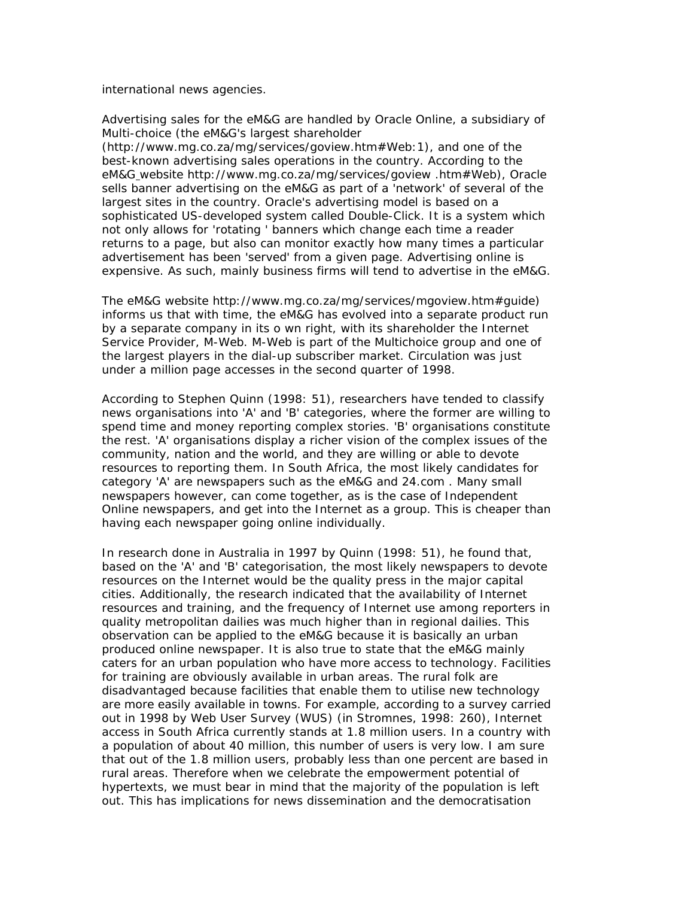international news agencies.

Advertising sales for the eM&G are handled by Oracle Online, a subsidiary of Multi-choice (the eM&G's largest shareholder (http://www.mg.co.za/mg/services/goview.htm#Web:1), and one of the best-known advertising sales operations in the country. According to the eM&G website http://www.mg.co.za/mg/services/goview .htm#Web), Oracle sells banner advertising on the eM&G as part of a 'network' of several of the largest sites in the country. Oracle's advertising model is based on a sophisticated US-developed system called Double-Click. It is a system which not only allows for 'rotating ' banners which change each time a reader returns to a page, but also can monitor exactly how many times a particular advertisement has been 'served' from a given page. Advertising online is expensive. As such, mainly business firms will tend to advertise in the eM&G.

The eM&G website http://www.mg.co.za/mg/services/mgoview.htm#guide) informs us that with time, the eM&G has evolved into a separate product run by a separate company in its o wn right, with its shareholder the Internet Service Provider, M-Web. M-Web is part of the Multichoice group and one of the largest players in the dial-up subscriber market. Circulation was just under a million page accesses in the second quarter of 1998.

According to Stephen Quinn (1998: 51), researchers have tended to classify news organisations into 'A' and 'B' categories, where the former are willing to spend time and money reporting complex stories. 'B' organisations constitute the rest. 'A' organisations display a richer vision of the complex issues of the community, nation and the world, and they are willing or able to devote resources to reporting them. In South Africa, the most likely candidates for category 'A' are newspapers such as the eM&G and 24.com . Many small newspapers however, can come together, as is the case of Independent Online newspapers, and get into the Internet as a group. This is cheaper than having each newspaper going online individually.

In research done in Australia in 1997 by Quinn (1998: 51), he found that, based on the 'A' and 'B' categorisation, the most likely newspapers to devote resources on the Internet would be the quality press in the major capital cities. Additionally, the research indicated that the availability of Internet resources and training, and the frequency of Internet use among reporters in quality metropolitan dailies was much higher than in regional dailies. This observation can be applied to the eM&G because it is basically an urban produced online newspaper. It is also true to state that the eM&G mainly caters for an urban population who have more access to technology. Facilities for training are obviously available in urban areas. The rural folk are disadvantaged because facilities that enable them to utilise new technology are more easily available in towns. For example, according to a survey carried out in 1998 by Web User Survey (WUS) (in Stromnes, 1998: 260), Internet access in South Africa currently stands at 1.8 million users. In a country with a population of about 40 million, this number of users is very low. I am sure that out of the 1.8 million users, probably less than one percent are based in rural areas. Therefore when we celebrate the empowerment potential of hypertexts, we must bear in mind that the majority of the population is left out. This has implications for news dissemination and the democratisation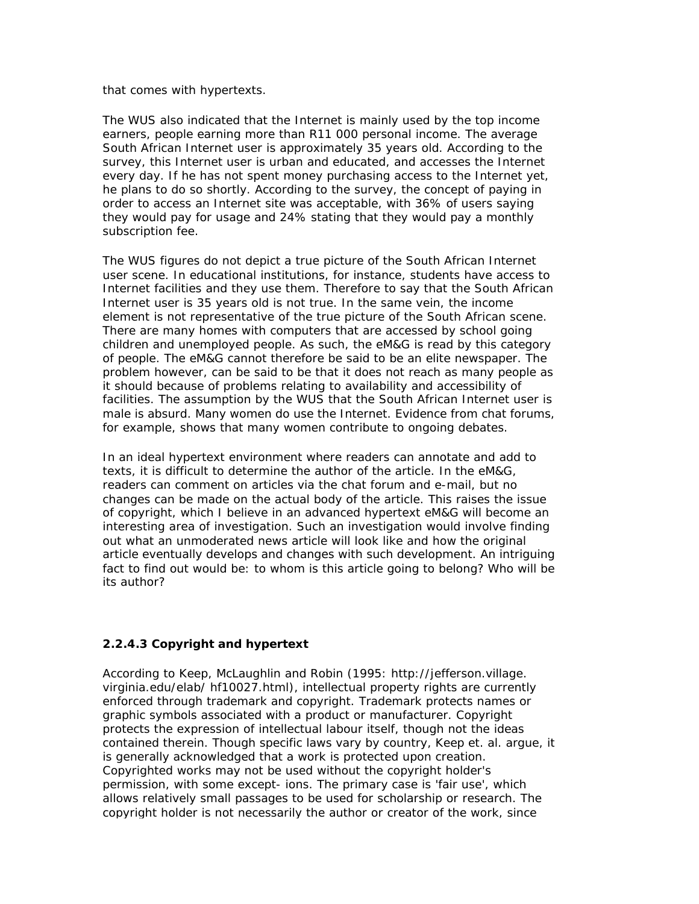that comes with hypertexts.

The WUS also indicated that the Internet is mainly used by the top income earners, people earning more than R11 000 personal income. The average South African Internet user is approximately 35 years old. According to the survey, this Internet user is urban and educated, and accesses the Internet every day. If he has not spent money purchasing access to the Internet yet, he plans to do so shortly. According to the survey, the concept of paying in order to access an Internet site was acceptable, with 36% of users saying they would pay for usage and 24% stating that they would pay a monthly subscription fee.

The WUS figures do not depict a true picture of the South African Internet user scene. In educational institutions, for instance, students have access to Internet facilities and they use them. Therefore to say that the South African Internet user is 35 years old is not true. In the same vein, the income element is not representative of the true picture of the South African scene. There are many homes with computers that are accessed by school going children and unemployed people. As such, the eM&G is read by this category of people. The eM&G cannot therefore be said to be an elite newspaper. The problem however, can be said to be that it does not reach as many people as it should because of problems relating to availability and accessibility of facilities. The assumption by the WUS that the South African Internet user is male is absurd. Many women do use the Internet. Evidence from chat forums, for example, shows that many women contribute to ongoing debates.

In an ideal hypertext environment where readers can annotate and add to texts, it is difficult to determine the author of the article. In the eM&G, readers can comment on articles via the chat forum and e-mail, but no changes can be made on the actual body of the article. This raises the issue of copyright, which I believe in an advanced hypertext eM&G will become an interesting area of investigation. Such an investigation would involve finding out what an unmoderated news article will look like and how the original article eventually develops and changes with such development. An intriguing fact to find out would be: to whom is this article going to belong? Who will be its author?

#### 2.2.4.3 Copyright and hypertext

According to Keep, McLaughlin and Robin (1995: http://jefferson.village. virginia.edu/elab/ hf10027.html), intellectual property rights are currently enforced through trademark and copyright. Trademark protects names or graphic symbols associated with a product or manufacturer. Copyright protects the expression of intellectual labour itself, though not the ideas contained therein. Though specific laws vary by country, Keep et. al. argue, it is generally acknowledged that a work is protected upon creation. Copyrighted works may not be used without the copyright holder's permission, with some except- ions. The primary case is 'fair use', which allows relatively small passages to be used for scholarship or research. The copyright holder is not necessarily the author or creator of the work, since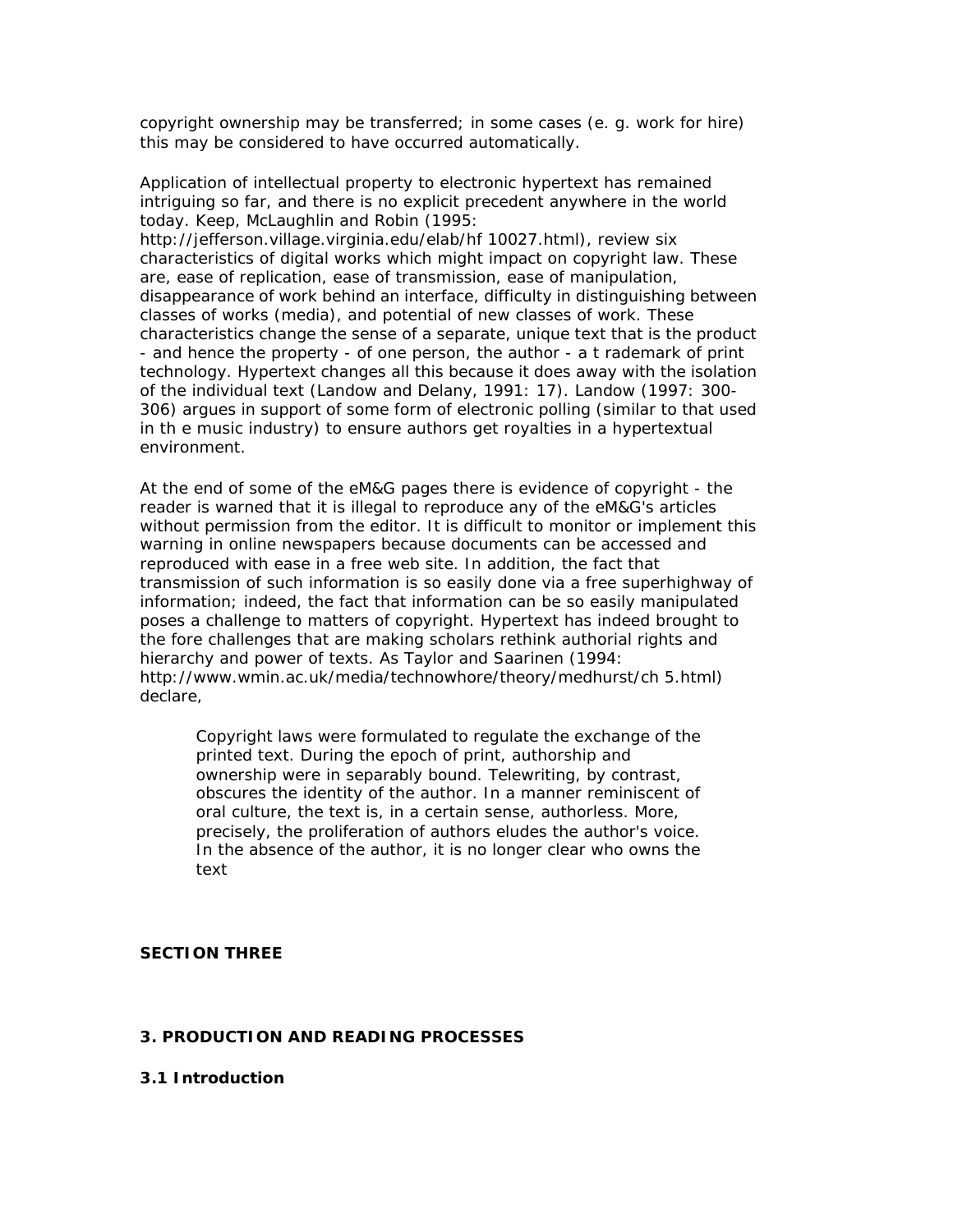copyright ownership may be transferred; in some cases (e. g. work for hire) this may be considered to have occurred automatically.

Application of intellectual property to electronic hypertext has remained intriguing so far, and there is no explicit precedent anywhere in the world today. Keep, McLaughlin and Robin (1995: http://jefferson.village.virginia.edu/elab/hf 10027.html), review six characteristics of digital works which might impact on copyright law. These are, ease of replication, ease of transmission, ease of manipulation, disappearance of work behind an interface, difficulty in distinguishing between classes of works (media), and potential of new classes of work. These characteristics change the sense of a separate, unique text that is the product - and hence the property - of one person, the author - a t rademark of print technology. Hypertext changes all this because it does away with the isolation of the individual text (Landow and Delany, 1991: 17). Landow (1997: 300-306) argues in support of some form of electronic polling (similar to that used in th e music industry) to ensure authors get royalties in a hypertextual environment.

At the end of some of the eM&G pages there is evidence of copyright - the reader is warned that it is illegal to reproduce any of the eM&G's articles without permission from the editor. It is difficult to monitor or implement this warning in online newspapers because documents can be accessed and reproduced with ease in a free web site. In addition, the fact that transmission of such information is so easily done via a free superhighway of information; indeed, the fact that information can be so easily manipulated poses a challenge to matters of copyright. Hypertext has indeed brought to the fore challenges that are making scholars rethink authorial rights and hierarchy and power of texts. As Taylor and Saarinen (1994: http://www.wmin.ac.uk/media/technowhore/theory/medhurst/ch 5.html) declare,

> Copyright laws were formulated to regulate the exchange of the printed text. During the epoch of print, authorship and ownership were in separably bound. Telewriting, by contrast, obscures the identity of the author. In a manner reminiscent of oral culture, the text is, in a certain sense, authorless. More, precisely, the proliferation of authors eludes the author's voice. In the absence of the author, it is no longer clear who owns the text

**SECTION THREE**

## 3. PRODUCTION AND READING PROCESSES

### 3.1 Introduction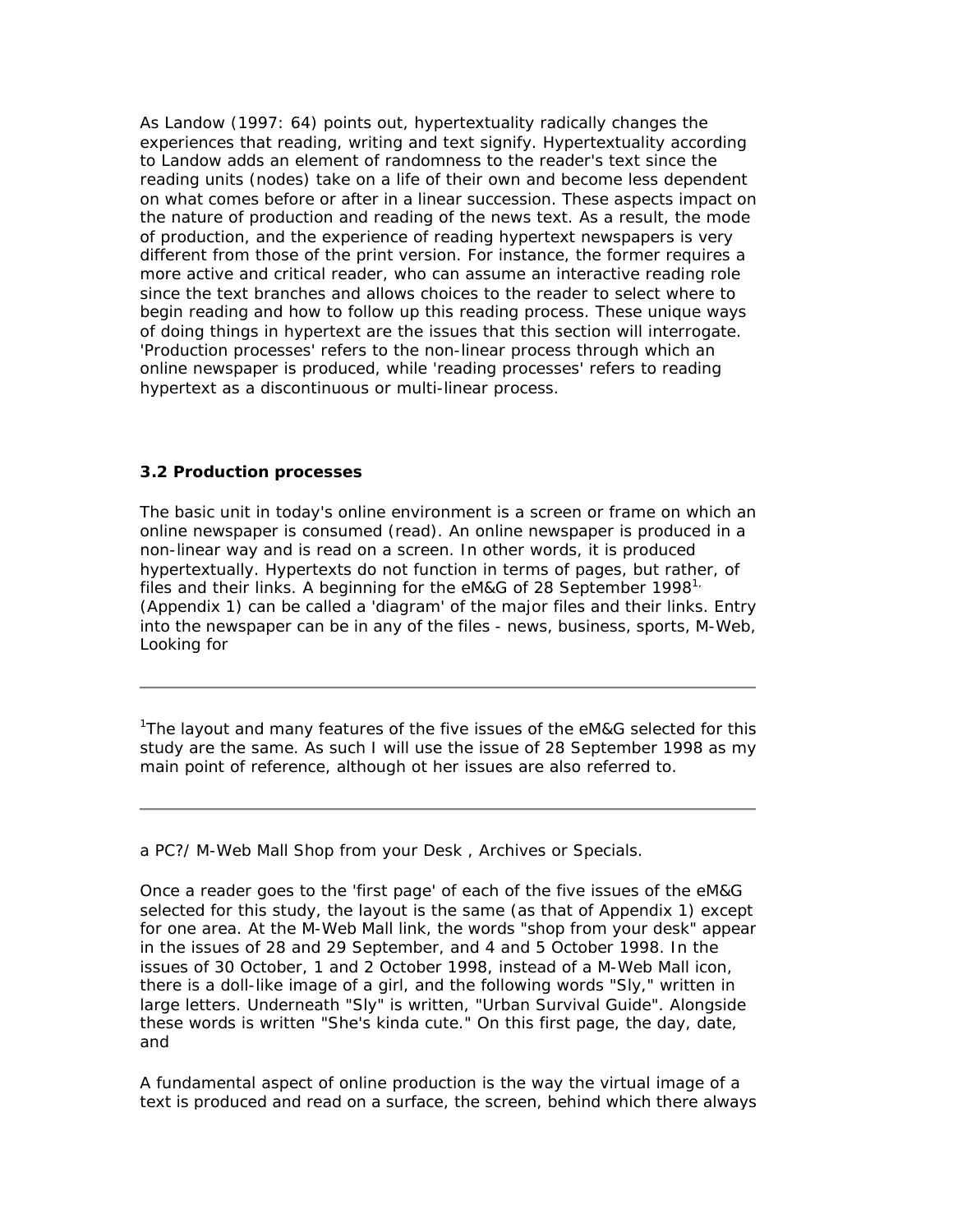As Landow (1997: 64) points out, hypertextuality radically changes the experiences that reading, writing and text signify. Hypertextuality according to Landow adds an element of randomness to the reader's text since the reading units (nodes) take on a life of their own and become less dependent on what comes before or after in a linear succession. These aspects impact on the nature of production and reading of the news text. As a result, the mode of production, and the experience of reading hypertext newspapers is very different from those of the print version. For instance, the former requires a more active and critical reader, who can assume an interactive reading role since the text branches and allows choices to the reader to select where to begin reading and how to follow up this reading process. These unique ways of doing things in hypertext are the issues that this section will interrogate. 'Production processes' refers to the non-linear process through which an online newspaper is produced, while 'reading processes' refers to reading hypertext as a discontinuous or multi-linear process.

### 3.2 Production processes

The basic unit in today's online environment is a screen or frame on which an online newspaper is consumed (read). An online newspaper is produced in a non-linear way and is read on a screen. In other words, it is produced hypertextually. Hypertexts do not function in terms of pages, but rather, of files and their links. A beginning for the eM&G of 28 September 1998[1,] (Appendix 1) can be called a 'diagram' of the major files and their links. Entry into the newspaper can be in any of the files - news, business, sports, M-Web, Looking for

---

[1]The layout and many features of the five issues of the eM&G selected for this study are the same. As such I will use the issue of 28 September 1998 as my main point of reference, although ot her issues are also referred to.

---

a PC?/ M-Web Mall Shop from your Desk , Archives or Specials.

Once a reader goes to the 'first page' of each of the five issues of the eM&G selected for this study, the layout is the same (as that of Appendix 1) except for one area. At the M-Web Mall link, the words "shop from your desk" appear in the issues of 28 and 29 September, and 4 and 5 October 1998. In the issues of 30 October, 1 and 2 October 1998, instead of a M-Web Mall icon, there is a doll-like image of a girl, and the following words "Sly," written in large letters. Underneath "Sly" is written, "Urban Survival Guide". Alongside these words is written "She's kinda cute." On this first page, the day, date, and

A fundamental aspect of online production is the way the virtual image of a text is produced and read on a surface, the screen, behind which there always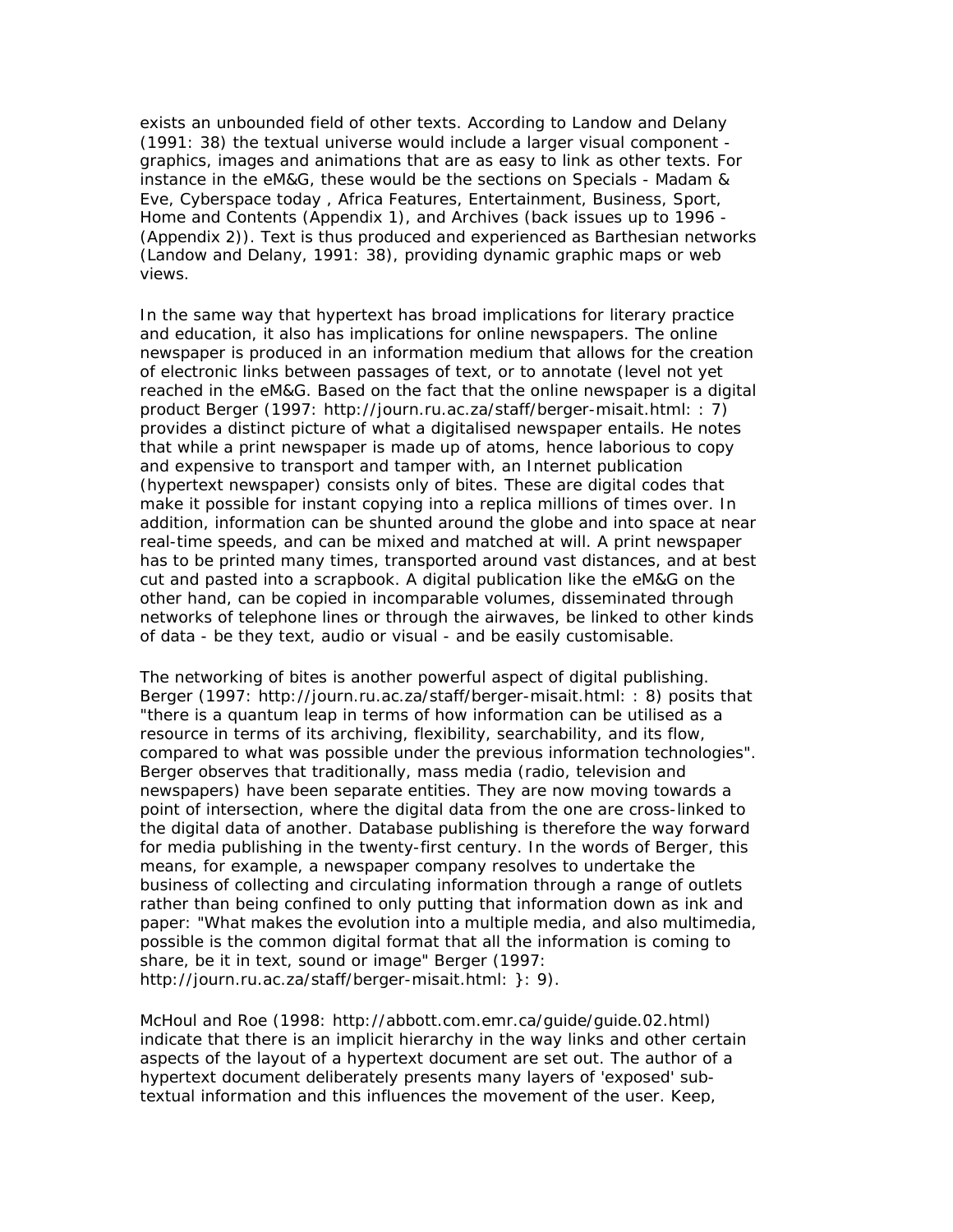exists an unbounded field of other texts. According to Landow and Delany (1991: 38) the textual universe would include a larger visual component - graphics, images and animations that are as easy to link as other texts. For instance in the eM&G, these would be the sections on Specials - Madam & Eve, Cyberspace today , Africa Features, Entertainment, Business, Sport, Home and Contents (Appendix 1), and Archives (back issues up to 1996 - (Appendix 2)). Text is thus produced and experienced as Barthesian networks (Landow and Delany, 1991: 38), providing dynamic graphic maps or web views.

In the same way that hypertext has broad implications for literary practice and education, it also has implications for online newspapers. The online newspaper is produced in an information medium that allows for the creation of electronic links between passages of text, or to annotate (level not yet reached in the eM&G. Based on the fact that the online newspaper is a digital product Berger (1997: http://journ.ru.ac.za/staff/berger-misait.html: : 7) provides a distinct picture of what a digitalised newspaper entails. He notes that while a print newspaper is made up of atoms, hence laborious to copy and expensive to transport and tamper with, an Internet publication (hypertext newspaper) consists only of bites. These are digital codes that make it possible for instant copying into a replica millions of times over. In addition, information can be shunted around the globe and into space at near real-time speeds, and can be mixed and matched at will. A print newspaper has to be printed many times, transported around vast distances, and at best cut and pasted into a scrapbook. A digital publication like the eM&G on the other hand, can be copied in incomparable volumes, disseminated through networks of telephone lines or through the airwaves, be linked to other kinds of data - be they text, audio or visual - and be easily customisable.

The networking of bites is another powerful aspect of digital publishing. Berger (1997: http://journ.ru.ac.za/staff/berger-misait.html: : 8) posits that "there is a quantum leap in terms of how information can be utilised as a resource in terms of its archiving, flexibility, searchability, and its flow, compared to what was possible under the previous information technologies". Berger observes that traditionally, mass media (radio, television and newspapers) have been separate entities. They are now moving towards a point of intersection, where the digital data from the one are cross-linked to the digital data of another. Database publishing is therefore the way forward for media publishing in the twenty-first century. In the words of Berger, this means, for example, a newspaper company resolves to undertake the business of collecting and circulating information through a range of outlets rather than being confined to only putting that information down as ink and paper: "What makes the evolution into a multiple media, and also multimedia, possible is the common digital format that all the information is coming to share, be it in text, sound or image" Berger (1997: http://journ.ru.ac.za/staff/berger-misait.html: }: 9).

McHoul and Roe (1998: http://abbott.com.emr.ca/guide/guide.02.html) indicate that there is an implicit hierarchy in the way links and other certain aspects of the layout of a hypertext document are set out. The author of a hypertext document deliberately presents many layers of 'exposed' sub-textual information and this influences the movement of the user. Keep,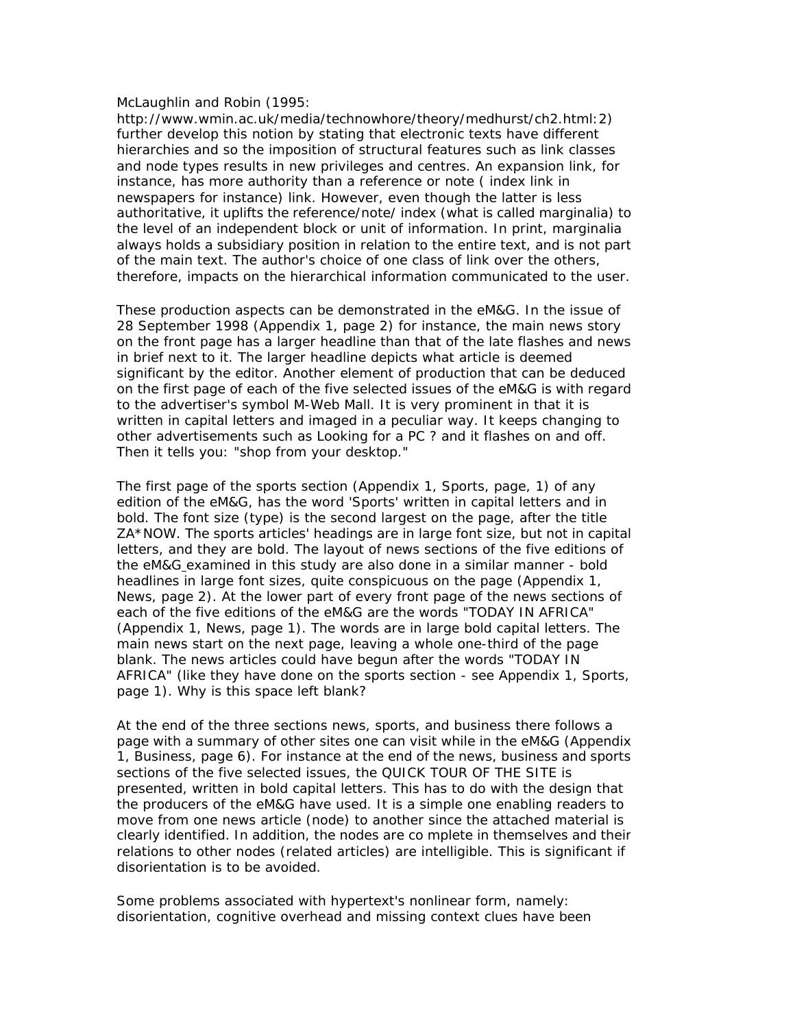McLaughlin and Robin (1995: http://www.wmin.ac.uk/media/technowhore/theory/medhurst/ch2.html:2) further develop this notion by stating that electronic texts have different hierarchies and so the imposition of structural features such as link classes and node types results in new privileges and centres. An expansion link, for instance, has more authority than a reference or note ( index link in newspapers for instance) link. However, even though the latter is less authoritative, it uplifts the reference/note/ index (what is called marginalia) to the level of an independent block or unit of information. In print, marginalia always holds a subsidiary position in relation to the entire text, and is not part of the main text. The author's choice of one class of link over the others, therefore, impacts on the hierarchical information communicated to the user.

These production aspects can be demonstrated in the eM&G. In the issue of 28 September 1998 (Appendix 1, page 2) for instance, the main news story on the front page has a larger headline than that of the late flashes and news in brief next to it. The larger headline depicts what article is deemed significant by the editor. Another element of production that can be deduced on the first page of each of the five selected issues of the eM&G is with regard to the advertiser's symbol M-Web Mall. It is very prominent in that it is written in capital letters and imaged in a peculiar way. It keeps changing to other advertisements such as Looking for a PC ? and it flashes on and off. Then it tells you: "shop from your desktop."

The first page of the sports section (Appendix 1, Sports, page, 1) of any edition of the eM&G, has the word 'Sports' written in capital letters and in bold. The font size (type) is the second largest on the page, after the title ZA*NOW. The sports articles' headings are in large font size, but not in capital letters, and they are bold. The layout of news sections of the five editions of the eM&G examined in this study are also done in a similar manner - bold headlines in large font sizes, quite conspicuous on the page (Appendix 1, News, page 2). At the lower part of every front page of the news sections of each of the five editions of the eM&G are the words "TODAY IN AFRICA" (Appendix 1, News, page 1). The words are in large bold capital letters. The main news start on the next page, leaving a whole one-third of the page blank. The news articles could have begun after the words "TODAY IN AFRICA" (like they have done on the sports section - see Appendix 1, Sports, page 1). Why is this space left blank?

At the end of the three sections news, sports, and business there follows a page with a summary of other sites one can visit while in the eM&G (Appendix 1, Business, page 6). For instance at the end of the news, business and sports sections of the five selected issues, the QUICK TOUR OF THE SITE is presented, written in bold capital letters. This has to do with the design that the producers of the eM&G have used. It is a simple one enabling readers to move from one news article (node) to another since the attached material is clearly identified. In addition, the nodes are co mplete in themselves and their relations to other nodes (related articles) are intelligible. This is significant if disorientation is to be avoided.

Some problems associated with hypertext's nonlinear form, namely: disorientation, cognitive overhead and missing context clues have been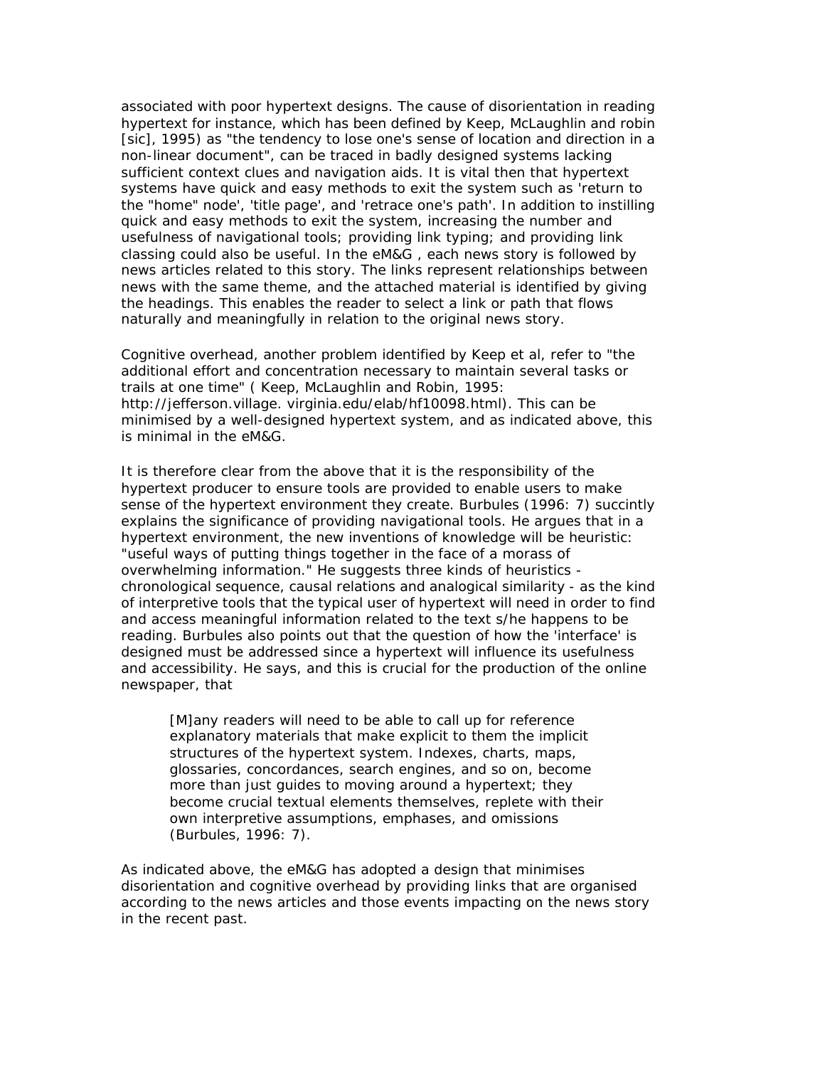associated with poor hypertext designs. The cause of disorientation in reading hypertext for instance, which has been defined by Keep, McLaughlin and robin [sic], 1995) as "the tendency to lose one's sense of location and direction in a non-linear document", can be traced in badly designed systems lacking sufficient context clues and navigation aids. It is vital then that hypertext systems have quick and easy methods to exit the system such as 'return to the "home" node', 'title page', and 'retrace one's path'. In addition to instilling quick and easy methods to exit the system, increasing the number and usefulness of navigational tools; providing link typing; and providing link classing could also be useful. In the eM&G , each news story is followed by news articles related to this story. The links represent relationships between news with the same theme, and the attached material is identified by giving the headings. This enables the reader to select a link or path that flows naturally and meaningfully in relation to the original news story.

Cognitive overhead, another problem identified by Keep et al, refer to "the additional effort and concentration necessary to maintain several tasks or trails at one time" ( Keep, McLaughlin and Robin, 1995: http://jefferson.village. virginia.edu/elab/hf10098.html). This can be minimised by a well-designed hypertext system, and as indicated above, this is minimal in the eM&G.

It is therefore clear from the above that it is the responsibility of the hypertext producer to ensure tools are provided to enable users to make sense of the hypertext environment they create. Burbules (1996: 7) succinctly explains the significance of providing navigational tools. He argues that in a hypertext environment, the new inventions of knowledge will be heuristic: "useful ways of putting things together in the face of a morass of overwhelming information." He suggests three kinds of heuristics - chronological sequence, causal relations and analogical similarity - as the kind of interpretive tools that the typical user of hypertext will need in order to find and access meaningful information related to the text s/he happens to be reading. Burbules also points out that the question of how the 'interface' is designed must be addressed since a hypertext will influence its usefulness and accessibility. He says, and this is crucial for the production of the online newspaper, that

> [M]any readers will need to be able to call up for reference explanatory materials that make explicit to them the implicit structures of the hypertext system. Indexes, charts, maps, glossaries, concordances, search engines, and so on, become more than just guides to moving around a hypertext; they become crucial textual elements themselves, replete with their own interpretive assumptions, emphases, and omissions (Burbules, 1996: 7).

As indicated above, the eM&G has adopted a design that minimises disorientation and cognitive overhead by providing links that are organised according to the news articles and those events impacting on the news story in the recent past.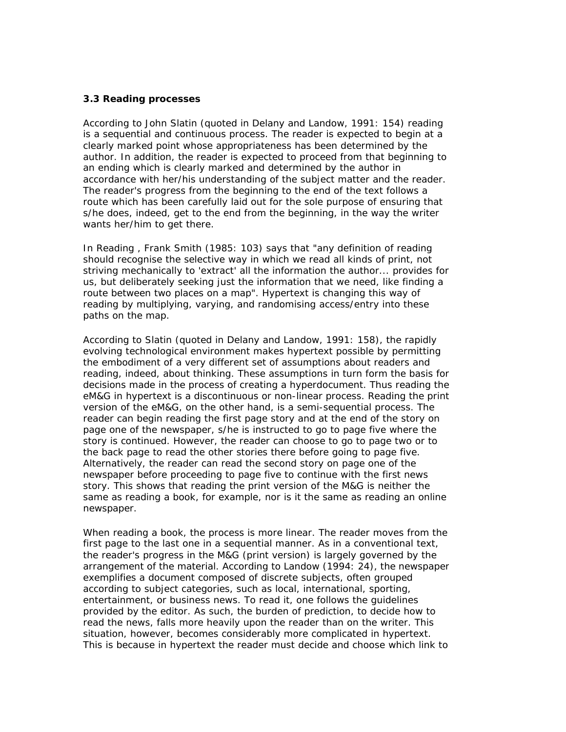### 3.3 Reading processes

According to John Slatin (quoted in Delany and Landow, 1991: 154) reading is a sequential and continuous process. The reader is expected to begin at a clearly marked point whose appropriateness has been determined by the author. In addition, the reader is expected to proceed from that beginning to an ending which is clearly marked and determined by the author in accordance with her/his understanding of the subject matter and the reader. The reader's progress from the beginning to the end of the text follows a route which has been carefully laid out for the sole purpose of ensuring that s/he does, indeed, get to the end from the beginning, in the way the writer wants her/him to get there.

In Reading , Frank Smith (1985: 103) says that "any definition of reading should recognise the selective way in which we read all kinds of print, not striving mechanically to 'extract' all the information the author... provides for us, but deliberately seeking just the information that we need, like finding a route between two places on a map". Hypertext is changing this way of reading by multiplying, varying, and randomising access/entry into these paths on the map.

According to Slatin (quoted in Delany and Landow, 1991: 158), the rapidly evolving technological environment makes hypertext possible by permitting the embodiment of a very different set of assumptions about readers and reading, indeed, about thinking. These assumptions in turn form the basis for decisions made in the process of creating a hyperdocument. Thus reading the eM&G in hypertext is a discontinuous or non-linear process. Reading the print version of the eM&G, on the other hand, is a semi-sequential process. The reader can begin reading the first page story and at the end of the story on page one of the newspaper, s/he is instructed to go to page five where the story is continued. However, the reader can choose to go to page two or to the back page to read the other stories there before going to page five. Alternatively, the reader can read the second story on page one of the newspaper before proceeding to page five to continue with the first news story. This shows that reading the print version of the M&G is neither the same as reading a book, for example, nor is it the same as reading an online newspaper.

When reading a book, the process is more linear. The reader moves from the first page to the last one in a sequential manner. As in a conventional text, the reader's progress in the M&G (print version) is largely governed by the arrangement of the material. According to Landow (1994: 24), the newspaper exemplifies a document composed of discrete subjects, often grouped according to subject categories, such as local, international, sporting, entertainment, or business news. To read it, one follows the guidelines provided by the editor. As such, the burden of prediction, to decide how to read the news, falls more heavily upon the reader than on the writer. This situation, however, becomes considerably more complicated in hypertext. This is because in hypertext the reader must decide and choose which link to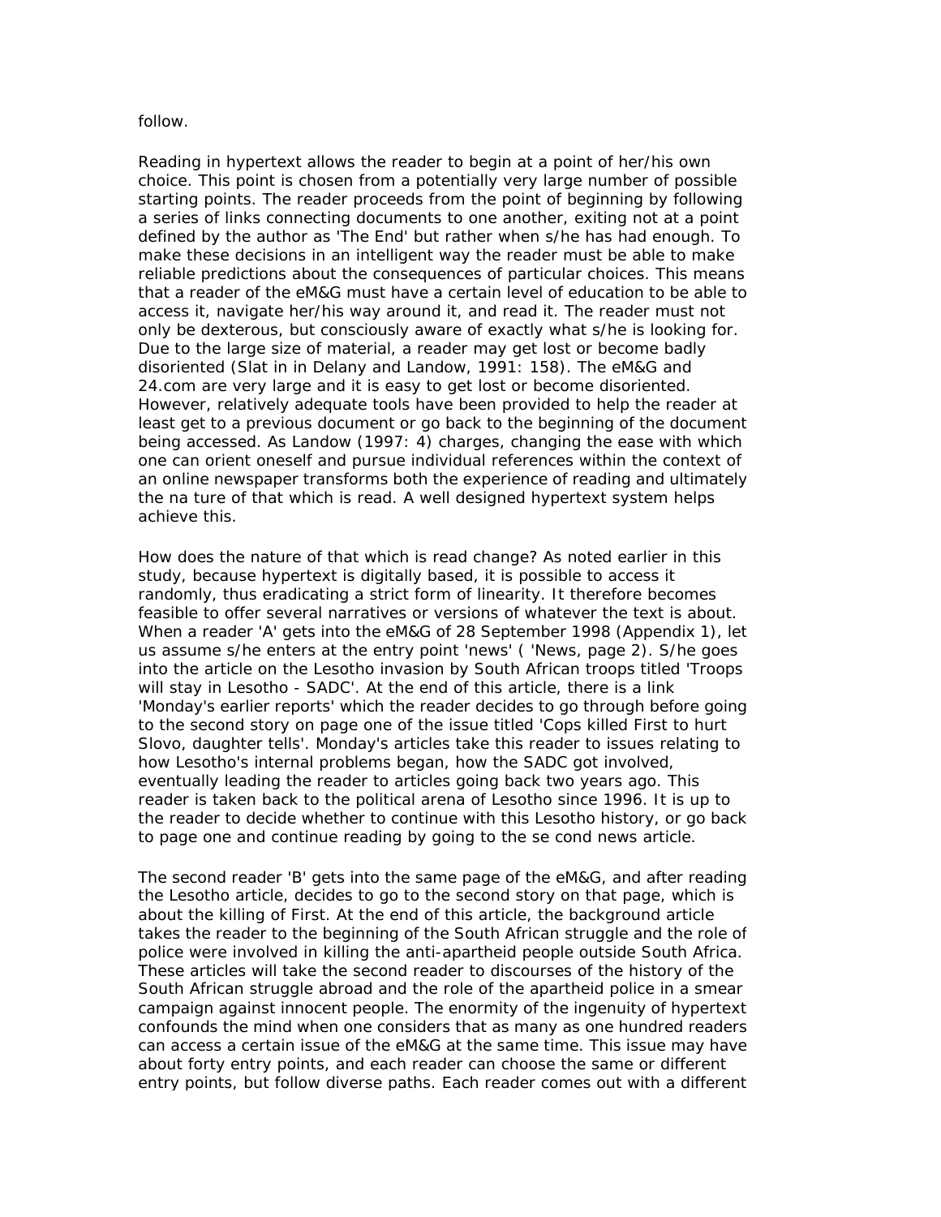follow.

Reading in hypertext allows the reader to begin at a point of her/his own choice. This point is chosen from a potentially very large number of possible starting points. The reader proceeds from the point of beginning by following a series of links connecting documents to one another, exiting not at a point defined by the author as 'The End' but rather when s/he has had enough. To make these decisions in an intelligent way the reader must be able to make reliable predictions about the consequences of particular choices. This means that a reader of the eM&G must have a certain level of education to be able to access it, navigate her/his way around it, and read it. The reader must not only be dexterous, but consciously aware of exactly what s/he is looking for. Due to the large size of material, a reader may get lost or become badly disoriented (Slat in in Delany and Landow, 1991: 158). The eM&G and 24.com are very large and it is easy to get lost or become disoriented. However, relatively adequate tools have been provided to help the reader at least get to a previous document or go back to the beginning of the document being accessed. As Landow (1997: 4) charges, changing the ease with which one can orient oneself and pursue individual references within the context of an online newspaper transforms both the experience of reading and ultimately the na ture of that which is read. A well designed hypertext system helps achieve this.

How does the nature of that which is read change? As noted earlier in this study, because hypertext is digitally based, it is possible to access it randomly, thus eradicating a strict form of linearity. It therefore becomes feasible to offer several narratives or versions of whatever the text is about. When a reader 'A' gets into the eM&G of 28 September 1998 (Appendix 1), let us assume s/he enters at the entry point 'news' ( 'News, page 2). S/he goes into the article on the Lesotho invasion by South African troops titled 'Troops will stay in Lesotho - SADC'. At the end of this article, there is a link 'Monday's earlier reports' which the reader decides to go through before going to the second story on page one of the issue titled 'Cops killed First to hurt Slovo, daughter tells'. Monday's articles take this reader to issues relating to how Lesotho's internal problems began, how the SADC got involved, eventually leading the reader to articles going back two years ago. This reader is taken back to the political arena of Lesotho since 1996. It is up to the reader to decide whether to continue with this Lesotho history, or go back to page one and continue reading by going to the se cond news article.

The second reader 'B' gets into the same page of the eM&G, and after reading the Lesotho article, decides to go to the second story on that page, which is about the killing of First. At the end of this article, the background article takes the reader to the beginning of the South African struggle and the role of police were involved in killing the anti-apartheid people outside South Africa. These articles will take the second reader to discourses of the history of the South African struggle abroad and the role of the apartheid police in a smear campaign against innocent people. The enormity of the ingenuity of hypertext confounds the mind when one considers that as many as one hundred readers can access a certain issue of the eM&G at the same time. This issue may have about forty entry points, and each reader can choose the same or different entry points, but follow diverse paths. Each reader comes out with a different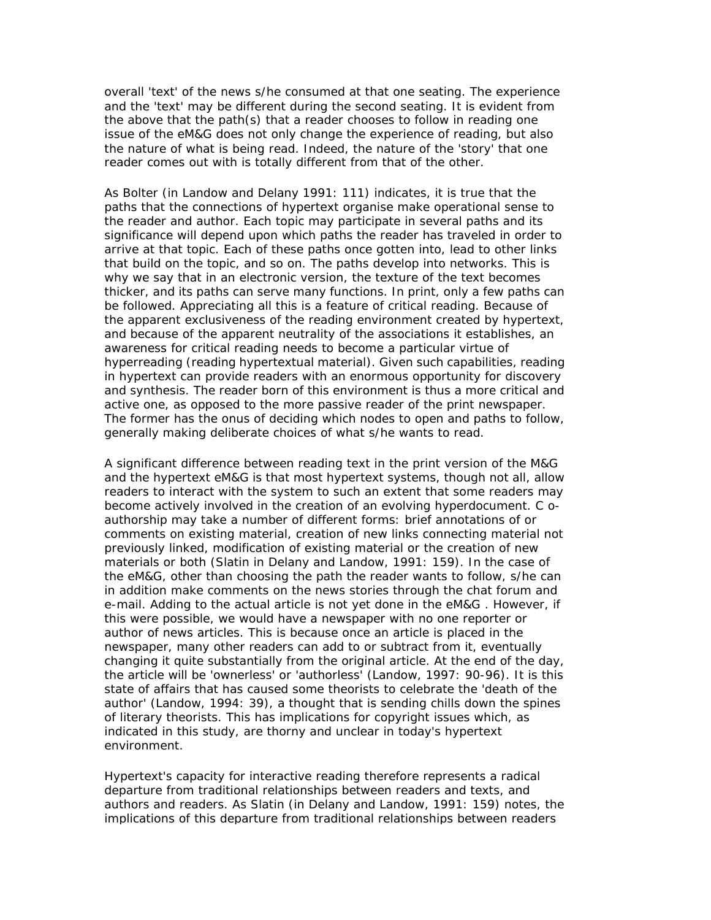overall 'text' of the news s/he consumed at that one seating. The experience and the 'text' may be different during the second seating. It is evident from the above that the path(s) that a reader chooses to follow in reading one issue of the eM&G does not only change the experience of reading, but also the nature of what is being read. Indeed, the nature of the 'story' that one reader comes out with is totally different from that of the other.

As Bolter (in Landow and Delany 1991: 111) indicates, it is true that the paths that the connections of hypertext organise make operational sense to the reader and author. Each topic may participate in several paths and its significance will depend upon which paths the reader has traveled in order to arrive at that topic. Each of these paths once gotten into, lead to other links that build on the topic, and so on. The paths develop into networks. This is why we say that in an electronic version, the texture of the text becomes thicker, and its paths can serve many functions. In print, only a few paths can be followed. Appreciating all this is a feature of critical reading. Because of the apparent exclusiveness of the reading environment created by hypertext, and because of the apparent neutrality of the associations it establishes, an awareness for critical reading needs to become a particular virtue of hyperreading (reading hypertextual material). Given such capabilities, reading in hypertext can provide readers with an enormous opportunity for discovery and synthesis. The reader born of this environment is thus a more critical and active one, as opposed to the more passive reader of the print newspaper. The former has the onus of deciding which nodes to open and paths to follow, generally making deliberate choices of what s/he wants to read.

A significant difference between reading text in the print version of the M&G and the hypertext eM&G is that most hypertext systems, though not all, allow readers to interact with the system to such an extent that some readers may become actively involved in the creation of an evolving hyperdocument. C o-authorship may take a number of different forms: brief annotations of or comments on existing material, creation of new links connecting material not previously linked, modification of existing material or the creation of new materials or both (Slatin in Delany and Landow, 1991: 159). In the case of the eM&G, other than choosing the path the reader wants to follow, s/he can in addition make comments on the news stories through the chat forum and e-mail. Adding to the actual article is not yet done in the eM&G . However, if this were possible, we would have a newspaper with no one reporter or author of news articles. This is because once an article is placed in the newspaper, many other readers can add to or subtract from it, eventually changing it quite substantially from the original article. At the end of the day, the article will be 'ownerless' or 'authorless' (Landow, 1997: 90-96). It is this state of affairs that has caused some theorists to celebrate the 'death of the author' (Landow, 1994: 39), a thought that is sending chills down the spines of literary theorists. This has implications for copyright issues which, as indicated in this study, are thorny and unclear in today's hypertext environment.

Hypertext's capacity for interactive reading therefore represents a radical departure from traditional relationships between readers and texts, and authors and readers. As Slatin (in Delany and Landow, 1991: 159) notes, the implications of this departure from traditional relationships between readers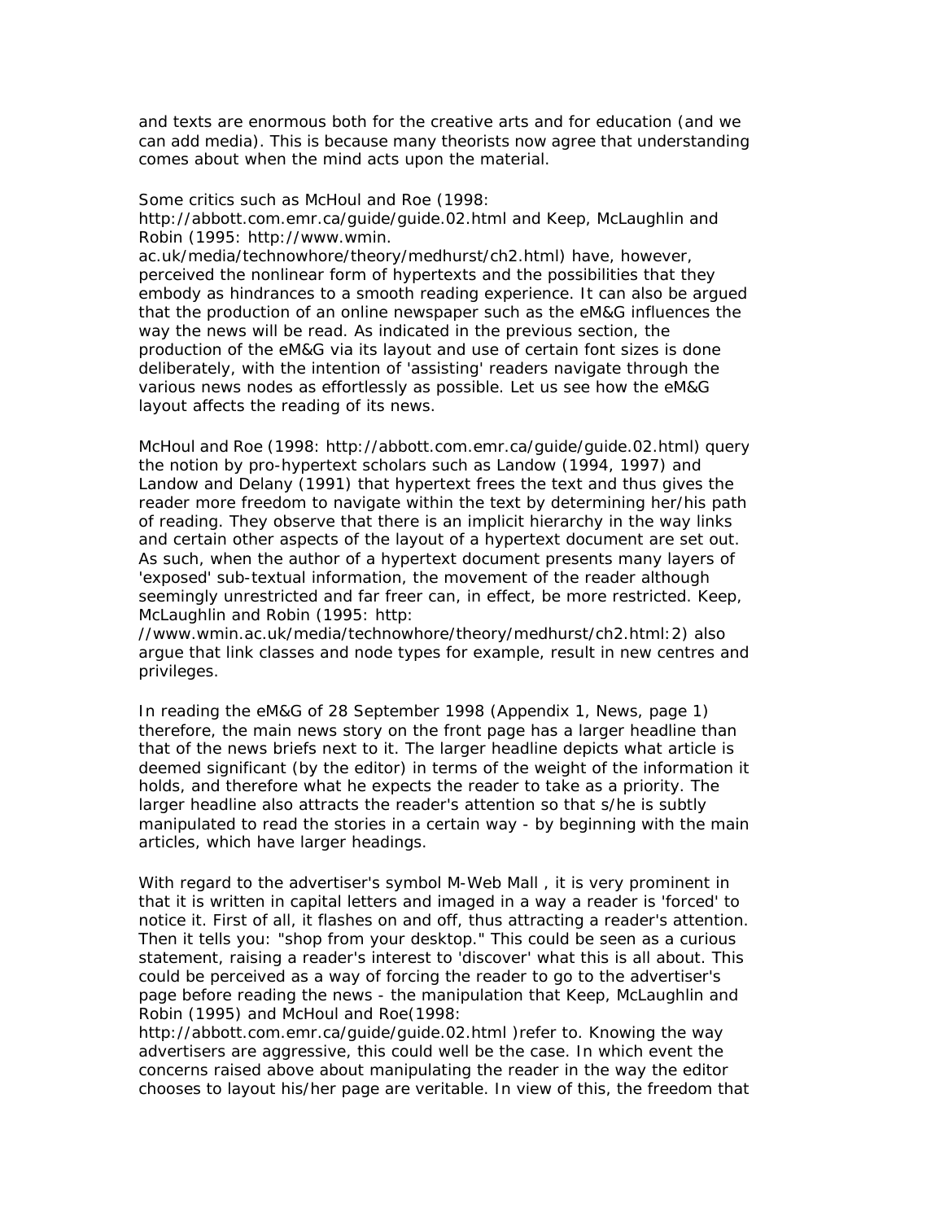and texts are enormous both for the creative arts and for education (and we can add media). This is because many theorists now agree that understanding comes about when the mind acts upon the material.

Some critics such as McHoul and Roe (1998: http://abbott.com.emr.ca/guide/guide.02.html and Keep, McLaughlin and Robin (1995: http://www.wmin.ac.uk/media/technowhore/theory/medhurst/ch2.html) have, however, perceived the nonlinear form of hypertexts and the possibilities that they embody as hindrances to a smooth reading experience. It can also be argued that the production of an online newspaper such as the eM&G influences the way the news will be read. As indicated in the previous section, the production of the eM&G via its layout and use of certain font sizes is done deliberately, with the intention of 'assisting' readers navigate through the various news nodes as effortlessly as possible. Let us see how the eM&G layout affects the reading of its news.

McHoul and Roe (1998: http://abbott.com.emr.ca/guide/guide.02.html) query the notion by pro-hypertext scholars such as Landow (1994, 1997) and Landow and Delany (1991) that hypertext frees the text and thus gives the reader more freedom to navigate within the text by determining her/his path of reading. They observe that there is an implicit hierarchy in the way links and certain other aspects of the layout of a hypertext document are set out. As such, when the author of a hypertext document presents many layers of 'exposed' sub-textual information, the movement of the reader although seemingly unrestricted and far freer can, in effect, be more restricted. Keep, McLaughlin and Robin (1995: http://www.wmin.ac.uk/media/technowhore/theory/medhurst/ch2.html:2) also argue that link classes and node types for example, result in new centres and privileges.

In reading the eM&G of 28 September 1998 (Appendix 1, News, page 1) therefore, the main news story on the front page has a larger headline than that of the news briefs next to it. The larger headline depicts what article is deemed significant (by the editor) in terms of the weight of the information it holds, and therefore what he expects the reader to take as a priority. The larger headline also attracts the reader's attention so that s/he is subtly manipulated to read the stories in a certain way - by beginning with the main articles, which have larger headings.

With regard to the advertiser's symbol M-Web Mall , it is very prominent in that it is written in capital letters and imaged in a way a reader is 'forced' to notice it. First of all, it flashes on and off, thus attracting a reader's attention. Then it tells you: "shop from your desktop." This could be seen as a curious statement, raising a reader's interest to 'discover' what this is all about. This could be perceived as a way of forcing the reader to go to the advertiser's page before reading the news - the manipulation that Keep, McLaughlin and Robin (1995) and McHoul and Roe(1998: http://abbott.com.emr.ca/guide/guide.02.html )refer to. Knowing the way advertisers are aggressive, this could well be the case. In which event the concerns raised above about manipulating the reader in the way the editor chooses to layout his/her page are veritable. In view of this, the freedom that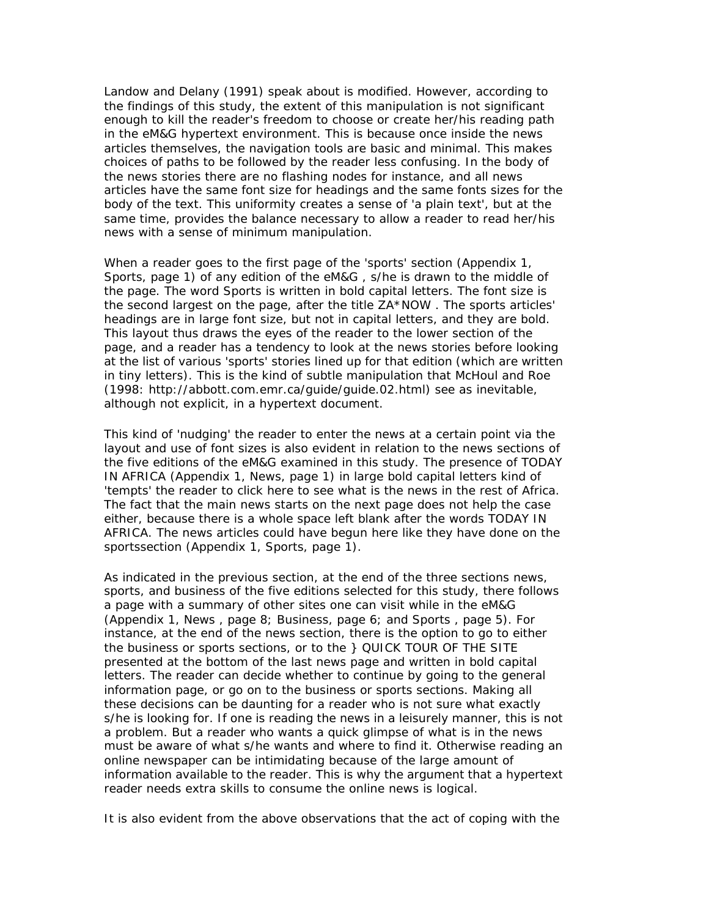Landow and Delany (1991) speak about is modified. However, according to the findings of this study, the extent of this manipulation is not significant enough to kill the reader's freedom to choose or create her/his reading path in the eM&G hypertext environment. This is because once inside the news articles themselves, the navigation tools are basic and minimal. This makes choices of paths to be followed by the reader less confusing. In the body of the news stories there are no flashing nodes for instance, and all news articles have the same font size for headings and the same fonts sizes for the body of the text. This uniformity creates a sense of 'a plain text', but at the same time, provides the balance necessary to allow a reader to read her/his news with a sense of minimum manipulation.

When a reader goes to the first page of the 'sports' section (Appendix 1, Sports, page 1) of any edition of the eM&G , s/he is drawn to the middle of the page. The word Sports is written in bold capital letters. The font size is the second largest on the page, after the title ZA*NOW . The sports articles' headings are in large font size, but not in capital letters, and they are bold. This layout thus draws the eyes of the reader to the lower section of the page, and a reader has a tendency to look at the news stories before looking at the list of various 'sports' stories lined up for that edition (which are written in tiny letters). This is the kind of subtle manipulation that McHoul and Roe (1998: http://abbott.com.emr.ca/guide/guide.02.html) see as inevitable, although not explicit, in a hypertext document.

This kind of 'nudging' the reader to enter the news at a certain point via the layout and use of font sizes is also evident in relation to the news sections of the five editions of the eM&G examined in this study. The presence of TODAY IN AFRICA (Appendix 1, News, page 1) in large bold capital letters kind of 'tempts' the reader to click here to see what is the news in the rest of Africa. The fact that the main news starts on the next page does not help the case either, because there is a whole space left blank after the words TODAY IN AFRICA. The news articles could have begun here like they have done on the sportssection (Appendix 1, Sports, page 1).

As indicated in the previous section, at the end of the three sections news, sports, and business of the five editions selected for this study, there follows a page with a summary of other sites one can visit while in the eM&G (Appendix 1, News , page 8; Business, page 6; and Sports , page 5). For instance, at the end of the news section, there is the option to go to either the business or sports sections, or to the } QUICK TOUR OF THE SITE presented at the bottom of the last news page and written in bold capital letters. The reader can decide whether to continue by going to the general information page, or go on to the business or sports sections. Making all these decisions can be daunting for a reader who is not sure what exactly s/he is looking for. If one is reading the news in a leisurely manner, this is not a problem. But a reader who wants a quick glimpse of what is in the news must be aware of what s/he wants and where to find it. Otherwise reading an online newspaper can be intimidating because of the large amount of information available to the reader. This is why the argument that a hypertext reader needs extra skills to consume the online news is logical.

It is also evident from the above observations that the act of coping with the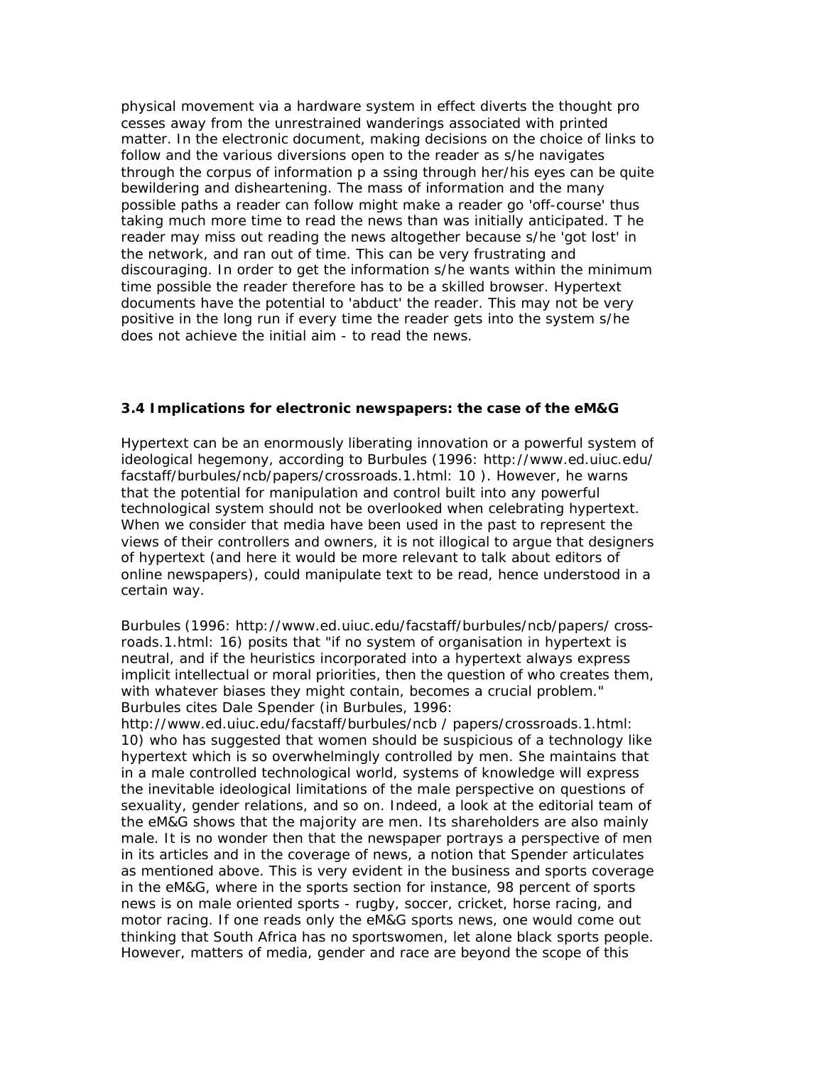physical movement via a hardware system in effect diverts the thought pro cesses away from the unrestrained wanderings associated with printed matter. In the electronic document, making decisions on the choice of links to follow and the various diversions open to the reader as s/he navigates through the corpus of information p a ssing through her/his eyes can be quite bewildering and disheartening. The mass of information and the many possible paths a reader can follow might make a reader go 'off-course' thus taking much more time to read the news than was initially anticipated. T he reader may miss out reading the news altogether because s/he 'got lost' in the network, and ran out of time. This can be very frustrating and discouraging. In order to get the information s/he wants within the minimum time possible the reader therefore has to be a skilled browser. Hypertext documents have the potential to 'abduct' the reader. This may not be very positive in the long run if every time the reader gets into the system s/he does not achieve the initial aim - to read the news.

### 3.4 Implications for electronic newspapers: the case of the eM&G

Hypertext can be an enormously liberating innovation or a powerful system of ideological hegemony, according to Burbules (1996: http://www.ed.uiuc.edu/facstaff/burbules/ncb/papers/crossroads.1.html: 10 ). However, he warns that the potential for manipulation and control built into any powerful technological system should not be overlooked when celebrating hypertext. When we consider that media have been used in the past to represent the views of their controllers and owners, it is not illogical to argue that designers of hypertext (and here it would be more relevant to talk about editors of online newspapers), could manipulate text to be read, hence understood in a certain way.

Burbules (1996: http://www.ed.uiuc.edu/facstaff/burbules/ncb/papers/ cross-roads.1.html: 16) posits that "if no system of organisation in hypertext is neutral, and if the heuristics incorporated into a hypertext always express implicit intellectual or moral priorities, then the question of who creates them, with whatever biases they might contain, becomes a crucial problem." Burbules cites Dale Spender (in Burbules, 1996: http://www.ed.uiuc.edu/facstaff/burbules/ncb / papers/crossroads.1.html: 10) who has suggested that women should be suspicious of a technology like hypertext which is so overwhelmingly controlled by men. She maintains that in a male controlled technological world, systems of knowledge will express the inevitable ideological limitations of the male perspective on questions of sexuality, gender relations, and so on. Indeed, a look at the editorial team of the eM&G shows that the majority are men. Its shareholders are also mainly male. It is no wonder then that the newspaper portrays a perspective of men in its articles and in the coverage of news, a notion that Spender articulates as mentioned above. This is very evident in the business and sports coverage in the eM&G, where in the sports section for instance, 98 percent of sports news is on male oriented sports - rugby, soccer, cricket, horse racing, and motor racing. If one reads only the eM&G sports news, one would come out thinking that South Africa has no sportswomen, let alone black sports people. However, matters of media, gender and race are beyond the scope of this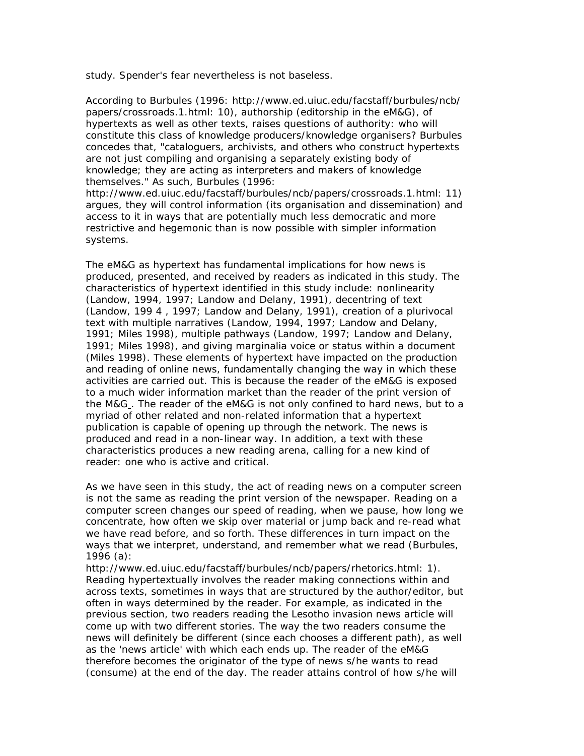study. Spender's fear nevertheless is not baseless.

According to Burbules (1996: http://www.ed.uiuc.edu/facstaff/burbules/ncb/papers/crossroads.1.html: 10), authorship (editorship in the eM&G), of hypertexts as well as other texts, raises questions of authority: who will constitute this class of knowledge producers/knowledge organisers? Burbules concedes that, "cataloguers, archivists, and others who construct hypertexts are not just compiling and organising a separately existing body of knowledge; they are acting as interpreters and makers of knowledge themselves." As such, Burbules (1996: http://www.ed.uiuc.edu/facstaff/burbules/ncb/papers/crossroads.1.html: 11) argues, they will control information (its organisation and dissemination) and access to it in ways that are potentially much less democratic and more restrictive and hegemonic than is now possible with simpler information systems.

The eM&G as hypertext has fundamental implications for how news is produced, presented, and received by readers as indicated in this study. The characteristics of hypertext identified in this study include: nonlinearity (Landow, 1994, 1997; Landow and Delany, 1991), decentring of text (Landow, 199 4 , 1997; Landow and Delany, 1991), creation of a plurivocal text with multiple narratives (Landow, 1994, 1997; Landow and Delany, 1991; Miles 1998), multiple pathways (Landow, 1997; Landow and Delany, 1991; Miles 1998), and giving marginalia voice or status within a document (Miles 1998). These elements of hypertext have impacted on the production and reading of online news, fundamentally changing the way in which these activities are carried out. This is because the reader of the eM&G is exposed to a much wider information market than the reader of the print version of the M&G_. The reader of the eM&G is not only confined to hard news, but to a myriad of other related and non-related information that a hypertext publication is capable of opening up through the network. The news is produced and read in a non-linear way. In addition, a text with these characteristics produces a new reading arena, calling for a new kind of reader: one who is active and critical.

As we have seen in this study, the act of reading news on a computer screen is not the same as reading the print version of the newspaper. Reading on a computer screen changes our speed of reading, when we pause, how long we concentrate, how often we skip over material or jump back and re-read what we have read before, and so forth. These differences in turn impact on the ways that we interpret, understand, and remember what we read (Burbules, 1996 (a): http://www.ed.uiuc.edu/facstaff/burbules/ncb/papers/rhetorics.html: 1). Reading hypertextually involves the reader making connections within and across texts, sometimes in ways that are structured by the author/editor, but often in ways determined by the reader. For example, as indicated in the previous section, two readers reading the Lesotho invasion news article will come up with two different stories. The way the two readers consume the news will definitely be different (since each chooses a different path), as well as the 'news article' with which each ends up. The reader of the eM&G therefore becomes the originator of the type of news s/he wants to read (consume) at the end of the day. The reader attains control of how s/he will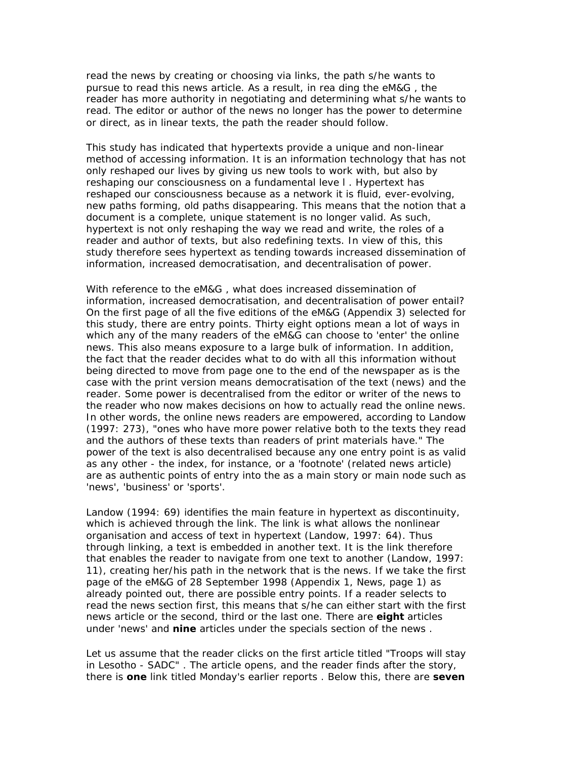read the news by creating or choosing via links, the path s/he wants to pursue to read this news article. As a result, in rea ding the eM&G , the reader has more authority in negotiating and determining what s/he wants to read. The editor or author of the news no longer has the power to determine or direct, as in linear texts, the path the reader should follow.

This study has indicated that hypertexts provide a unique and non-linear method of accessing information. It is an information technology that has not only reshaped our lives by giving us new tools to work with, but also by reshaping our consciousness on a fundamental leve l . Hypertext has reshaped our consciousness because as a network it is fluid, ever-evolving, new paths forming, old paths disappearing. This means that the notion that a document is a complete, unique statement is no longer valid. As such, hypertext is not only reshaping the way we read and write, the roles of a reader and author of texts, but also redefining texts. In view of this, this study therefore sees hypertext as tending towards increased dissemination of information, increased democratisation, and decentralisation of power.

With reference to the eM&G , what does increased dissemination of information, increased democratisation, and decentralisation of power entail? On the first page of all the five editions of the eM&G (Appendix 3) selected for this study, there are entry points. Thirty eight options mean a lot of ways in which any of the many readers of the eM&G can choose to 'enter' the online news. This also means exposure to a large bulk of information. In addition, the fact that the reader decides what to do with all this information without being directed to move from page one to the end of the newspaper as is the case with the print version means democratisation of the text (news) and the reader. Some power is decentralised from the editor or writer of the news to the reader who now makes decisions on how to actually read the online news. In other words, the online news readers are empowered, according to Landow (1997: 273), "ones who have more power relative both to the texts they read and the authors of these texts than readers of print materials have." The power of the text is also decentralised because any one entry point is as valid as any other - the index, for instance, or a 'footnote' (related news article) are as authentic points of entry into the as a main story or main node such as 'news', 'business' or 'sports'.

Landow (1994: 69) identifies the main feature in hypertext as discontinuity, which is achieved through the link. The link is what allows the nonlinear organisation and access of text in hypertext (Landow, 1997: 64). Thus through linking, a text is embedded in another text. It is the link therefore that enables the reader to navigate from one text to another (Landow, 1997: 11), creating her/his path in the network that is the news. If we take the first page of the eM&G of 28 September 1998 (Appendix 1, News, page 1) as already pointed out, there are possible entry points. If a reader selects to read the news section first, this means that s/he can either start with the first news article or the second, third or the last one. There are **eight** articles under 'news' and **nine** articles under the specials section of the news .

Let us assume that the reader clicks on the first article titled "Troops will stay in Lesotho - SADC" . The article opens, and the reader finds after the story, there is **one** link titled Monday's earlier reports . Below this, there are **seven**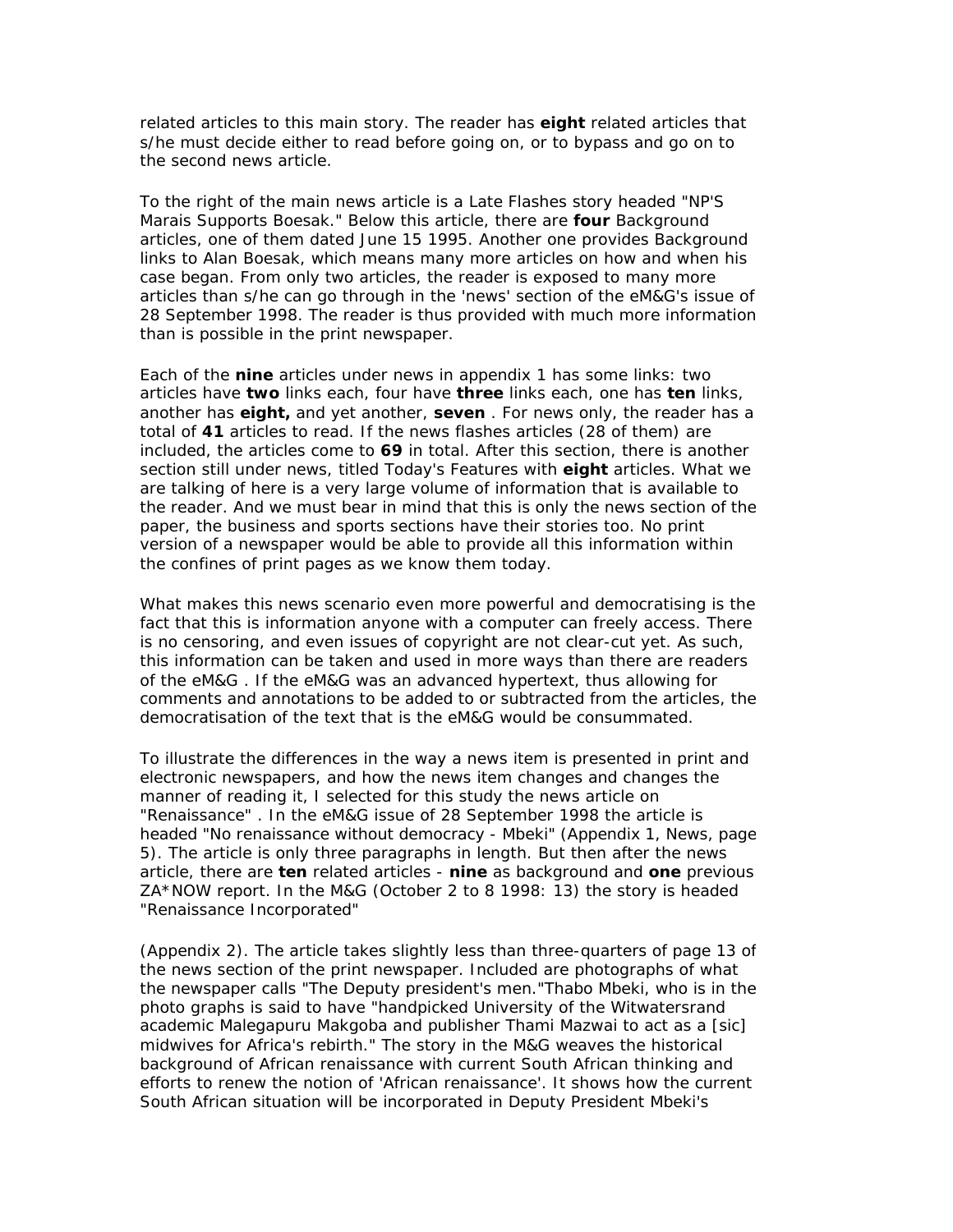related articles to this main story. The reader has **eight** related articles that s/he must decide either to read before going on, or to bypass and go on to the second news article.

To the right of the main news article is a Late Flashes story headed "NP'S Marais Supports Boesak." Below this article, there are **four** Background articles, one of them dated June 15 1995. Another one provides Background links to Alan Boesak, which means many more articles on how and when his case began. From only two articles, the reader is exposed to many more articles than s/he can go through in the 'news' section of the eM&G's issue of 28 September 1998. The reader is thus provided with much more information than is possible in the print newspaper.

Each of the **nine** articles under news in appendix 1 has some links: two articles have **two** links each, four have **three** links each, one has **ten** links, another has **eight,** and yet another, **seven** . For news only, the reader has a total of **41** articles to read. If the news flashes articles (28 of them) are included, the articles come to **69** in total. After this section, there is another section still under news, titled Today's Features with **eight** articles. What we are talking of here is a very large volume of information that is available to the reader. And we must bear in mind that this is only the news section of the paper, the business and sports sections have their stories too. No print version of a newspaper would be able to provide all this information within the confines of print pages as we know them today.

What makes this news scenario even more powerful and democratising is the fact that this is information anyone with a computer can freely access. There is no censoring, and even issues of copyright are not clear-cut yet. As such, this information can be taken and used in more ways than there are readers of the eM&G . If the eM&G was an advanced hypertext, thus allowing for comments and annotations to be added to or subtracted from the articles, the democratisation of the text that is the eM&G would be consummated.

To illustrate the differences in the way a news item is presented in print and electronic newspapers, and how the news item changes and changes the manner of reading it, I selected for this study the news article on "Renaissance" . In the eM&G issue of 28 September 1998 the article is headed "No renaissance without democracy - Mbeki" (Appendix 1, News, page 5). The article is only three paragraphs in length. But then after the news article, there are **ten** related articles - **nine** as background and **one** previous ZA*NOW report. In the M&G (October 2 to 8 1998: 13) the story is headed "Renaissance Incorporated"

(Appendix 2). The article takes slightly less than three-quarters of page 13 of the news section of the print newspaper. Included are photographs of what the newspaper calls "The Deputy president's men."Thabo Mbeki, who is in the photo graphs is said to have "handpicked University of the Witwatersrand academic Malegapuru Makgoba and publisher Thami Mazwai to act as a [sic] midwives for Africa's rebirth." The story in the M&G weaves the historical background of African renaissance with current South African thinking and efforts to renew the notion of 'African renaissance'. It shows how the current South African situation will be incorporated in Deputy President Mbeki's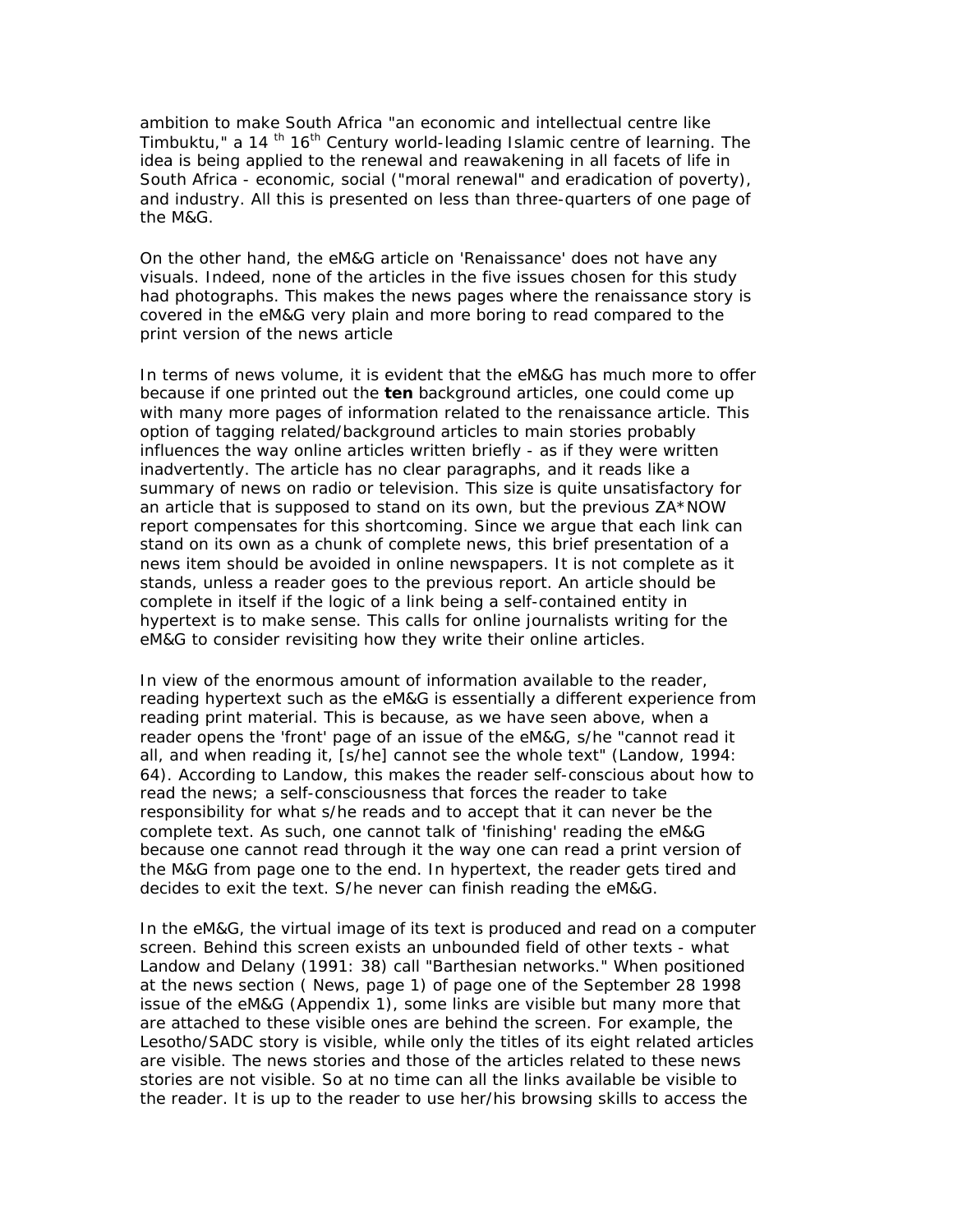ambition to make South Africa "an economic and intellectual centre like Timbuktu," a 14 th 16th Century world-leading Islamic centre of learning. The idea is being applied to the renewal and reawakening in all facets of life in South Africa - economic, social ("moral renewal" and eradication of poverty), and industry. All this is presented on less than three-quarters of one page of the M&G.

On the other hand, the eM&G article on 'Renaissance' does not have any visuals. Indeed, none of the articles in the five issues chosen for this study had photographs. This makes the news pages where the renaissance story is covered in the eM&G very plain and more boring to read compared to the print version of the news article

In terms of news volume, it is evident that the eM&G has much more to offer because if one printed out the **ten** background articles, one could come up with many more pages of information related to the renaissance article. This option of tagging related/background articles to main stories probably influences the way online articles written briefly - as if they were written inadvertently. The article has no clear paragraphs, and it reads like a summary of news on radio or television. This size is quite unsatisfactory for an article that is supposed to stand on its own, but the previous ZA*NOW report compensates for this shortcoming. Since we argue that each link can stand on its own as a chunk of complete news, this brief presentation of a news item should be avoided in online newspapers. It is not complete as it stands, unless a reader goes to the previous report. An article should be complete in itself if the logic of a link being a self-contained entity in hypertext is to make sense. This calls for online journalists writing for the eM&G to consider revisiting how they write their online articles.

In view of the enormous amount of information available to the reader, reading hypertext such as the eM&G is essentially a different experience from reading print material. This is because, as we have seen above, when a reader opens the 'front' page of an issue of the eM&G, s/he "cannot read it all, and when reading it, [s/he] cannot see the whole text" (Landow, 1994: 64). According to Landow, this makes the reader self-conscious about how to read the news; a self-consciousness that forces the reader to take responsibility for what s/he reads and to accept that it can never be the complete text. As such, one cannot talk of 'finishing' reading the eM&G because one cannot read through it the way one can read a print version of the M&G from page one to the end. In hypertext, the reader gets tired and decides to exit the text. S/he never can finish reading the eM&G.

In the eM&G, the virtual image of its text is produced and read on a computer screen. Behind this screen exists an unbounded field of other texts - what Landow and Delany (1991: 38) call "Barthesian networks." When positioned at the news section ( News, page 1) of page one of the September 28 1998 issue of the eM&G (Appendix 1), some links are visible but many more that are attached to these visible ones are behind the screen. For example, the Lesotho/SADC story is visible, while only the titles of its eight related articles are visible. The news stories and those of the articles related to these news stories are not visible. So at no time can all the links available be visible to the reader. It is up to the reader to use her/his browsing skills to access the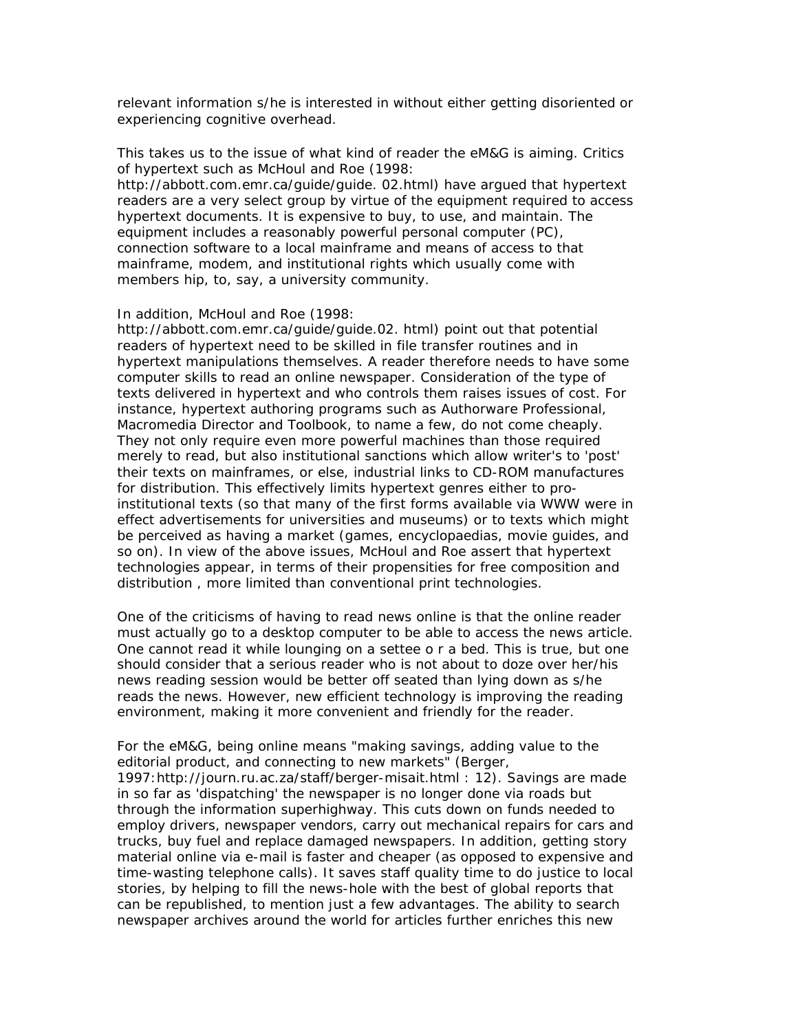relevant information s/he is interested in without either getting disoriented or experiencing cognitive overhead.

This takes us to the issue of what kind of reader the eM&G is aiming. Critics of hypertext such as McHoul and Roe (1998: http://abbott.com.emr.ca/guide/guide. 02.html) have argued that hypertext readers are a very select group by virtue of the equipment required to access hypertext documents. It is expensive to buy, to use, and maintain. The equipment includes a reasonably powerful personal computer (PC), connection software to a local mainframe and means of access to that mainframe, modem, and institutional rights which usually come with members hip, to, say, a university community.

In addition, McHoul and Roe (1998: http://abbott.com.emr.ca/guide/guide.02. html) point out that potential readers of hypertext need to be skilled in file transfer routines and in hypertext manipulations themselves. A reader therefore needs to have some computer skills to read an online newspaper. Consideration of the type of texts delivered in hypertext and who controls them raises issues of cost. For instance, hypertext authoring programs such as Authorware Professional, Macromedia Director and Toolbook, to name a few, do not come cheaply. They not only require even more powerful machines than those required merely to read, but also institutional sanctions which allow writer's to 'post' their texts on mainframes, or else, industrial links to CD-ROM manufactures for distribution. This effectively limits hypertext genres either to pro-institutional texts (so that many of the first forms available via WWW were in effect advertisements for universities and museums) or to texts which might be perceived as having a market (games, encyclopaedias, movie guides, and so on). In view of the above issues, McHoul and Roe assert that hypertext technologies appear, in terms of their propensities for free composition and distribution , more limited than conventional print technologies.

One of the criticisms of having to read news online is that the online reader must actually go to a desktop computer to be able to access the news article. One cannot read it while lounging on a settee o r a bed. This is true, but one should consider that a serious reader who is not about to doze over her/his news reading session would be better off seated than lying down as s/he reads the news. However, new efficient technology is improving the reading environment, making it more convenient and friendly for the reader.

For the eM&G, being online means "making savings, adding value to the editorial product, and connecting to new markets" (Berger, 1997:http://journ.ru.ac.za/staff/berger-misait.html : 12). Savings are made in so far as 'dispatching' the newspaper is no longer done via roads but through the information superhighway. This cuts down on funds needed to employ drivers, newspaper vendors, carry out mechanical repairs for cars and trucks, buy fuel and replace damaged newspapers. In addition, getting story material online via e-mail is faster and cheaper (as opposed to expensive and time-wasting telephone calls). It saves staff quality time to do justice to local stories, by helping to fill the news-hole with the best of global reports that can be republished, to mention just a few advantages. The ability to search newspaper archives around the world for articles further enriches this new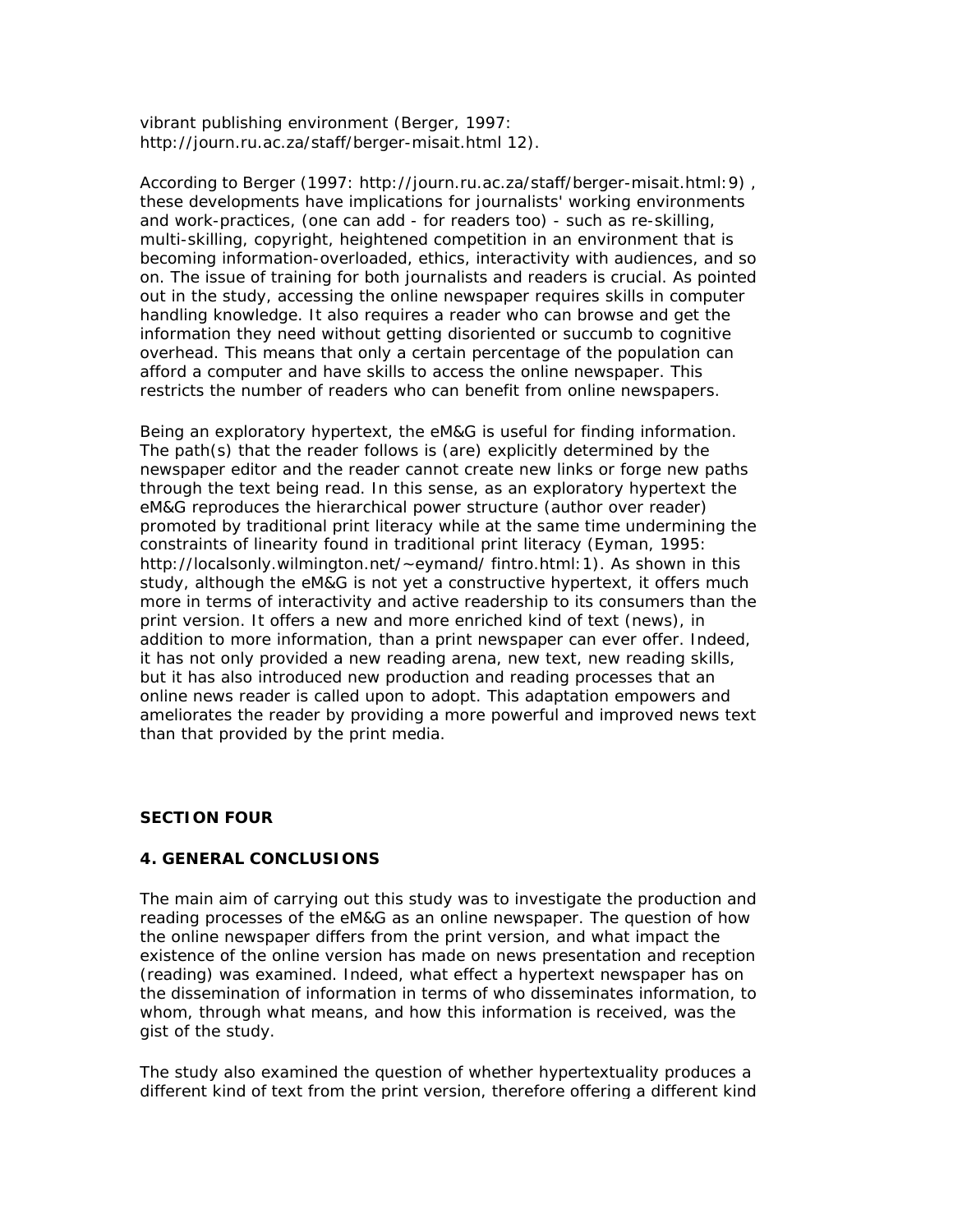vibrant publishing environment (Berger, 1997: http://journ.ru.ac.za/staff/berger-misait.html 12).

According to Berger (1997: http://journ.ru.ac.za/staff/berger-misait.html:9) , these developments have implications for journalists' working environments and work-practices, (one can add - for readers too) - such as re-skilling, multi-skilling, copyright, heightened competition in an environment that is becoming information-overloaded, ethics, interactivity with audiences, and so on. The issue of training for both journalists and readers is crucial. As pointed out in the study, accessing the online newspaper requires skills in computer handling knowledge. It also requires a reader who can browse and get the information they need without getting disoriented or succumb to cognitive overhead. This means that only a certain percentage of the population can afford a computer and have skills to access the online newspaper. This restricts the number of readers who can benefit from online newspapers.

Being an exploratory hypertext, the eM&G is useful for finding information. The path(s) that the reader follows is (are) explicitly determined by the newspaper editor and the reader cannot create new links or forge new paths through the text being read. In this sense, as an exploratory hypertext the eM&G reproduces the hierarchical power structure (author over reader) promoted by traditional print literacy while at the same time undermining the constraints of linearity found in traditional print literacy (Eyman, 1995: http://localsonly.wilmington.net/~eymand/ fintro.html:1). As shown in this study, although the eM&G is not yet a constructive hypertext, it offers much more in terms of interactivity and active readership to its consumers than the print version. It offers a new and more enriched kind of text (news), in addition to more information, than a print newspaper can ever offer. Indeed, it has not only provided a new reading arena, new text, new reading skills, but it has also introduced new production and reading processes that an online news reader is called upon to adopt. This adaptation empowers and ameliorates the reader by providing a more powerful and improved news text than that provided by the print media.

## SECTION FOUR

## 4. GENERAL CONCLUSIONS

The main aim of carrying out this study was to investigate the production and reading processes of the eM&G as an online newspaper. The question of how the online newspaper differs from the print version, and what impact the existence of the online version has made on news presentation and reception (reading) was examined. Indeed, what effect a hypertext newspaper has on the dissemination of information in terms of who disseminates information, to whom, through what means, and how this information is received, was the gist of the study.

The study also examined the question of whether hypertextuality produces a different kind of text from the print version, therefore offering a different kind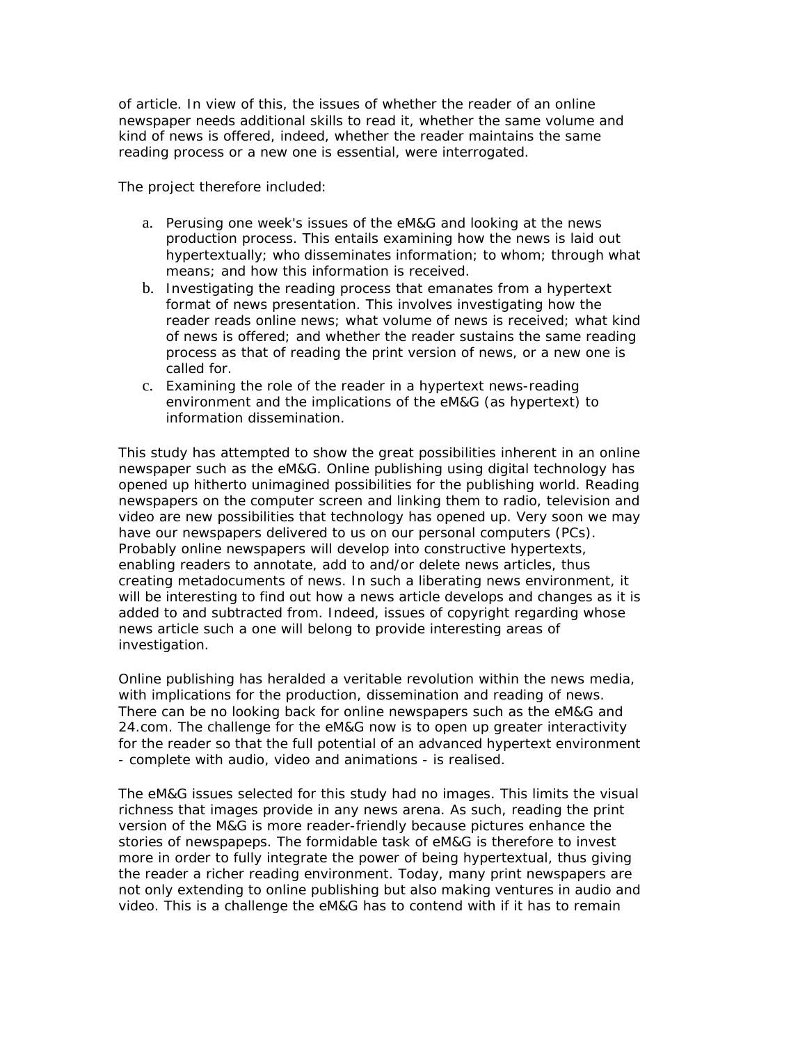of article. In view of this, the issues of whether the reader of an online newspaper needs additional skills to read it, whether the same volume and kind of news is offered, indeed, whether the reader maintains the same reading process or a new one is essential, were interrogated.

The project therefore included:

a. Perusing one week's issues of the eM&G and looking at the news production process. This entails examining how the news is laid out hypertextually; who disseminates information; to whom; through what means; and how this information is received.
b. Investigating the reading process that emanates from a hypertext format of news presentation. This involves investigating how the reader reads online news; what volume of news is received; what kind of news is offered; and whether the reader sustains the same reading process as that of reading the print version of news, or a new one is called for.
c. Examining the role of the reader in a hypertext news-reading environment and the implications of the eM&G (as hypertext) to information dissemination.

This study has attempted to show the great possibilities inherent in an online newspaper such as the eM&G. Online publishing using digital technology has opened up hitherto unimagined possibilities for the publishing world. Reading newspapers on the computer screen and linking them to radio, television and video are new possibilities that technology has opened up. Very soon we may have our newspapers delivered to us on our personal computers (PCs). Probably online newspapers will develop into constructive hypertexts, enabling readers to annotate, add to and/or delete news articles, thus creating metadocuments of news. In such a liberating news environment, it will be interesting to find out how a news article develops and changes as it is added to and subtracted from. Indeed, issues of copyright regarding whose news article such a one will belong to provide interesting areas of investigation.

Online publishing has heralded a veritable revolution within the news media, with implications for the production, dissemination and reading of news. There can be no looking back for online newspapers such as the eM&G and 24.com. The challenge for the eM&G now is to open up greater interactivity for the reader so that the full potential of an advanced hypertext environment - complete with audio, video and animations - is realised.

The eM&G issues selected for this study had no images. This limits the visual richness that images provide in any news arena. As such, reading the print version of the M&G is more reader-friendly because pictures enhance the stories of newspapeps. The formidable task of eM&G is therefore to invest more in order to fully integrate the power of being hypertextual, thus giving the reader a richer reading environment. Today, many print newspapers are not only extending to online publishing but also making ventures in audio and video. This is a challenge the eM&G has to contend with if it has to remain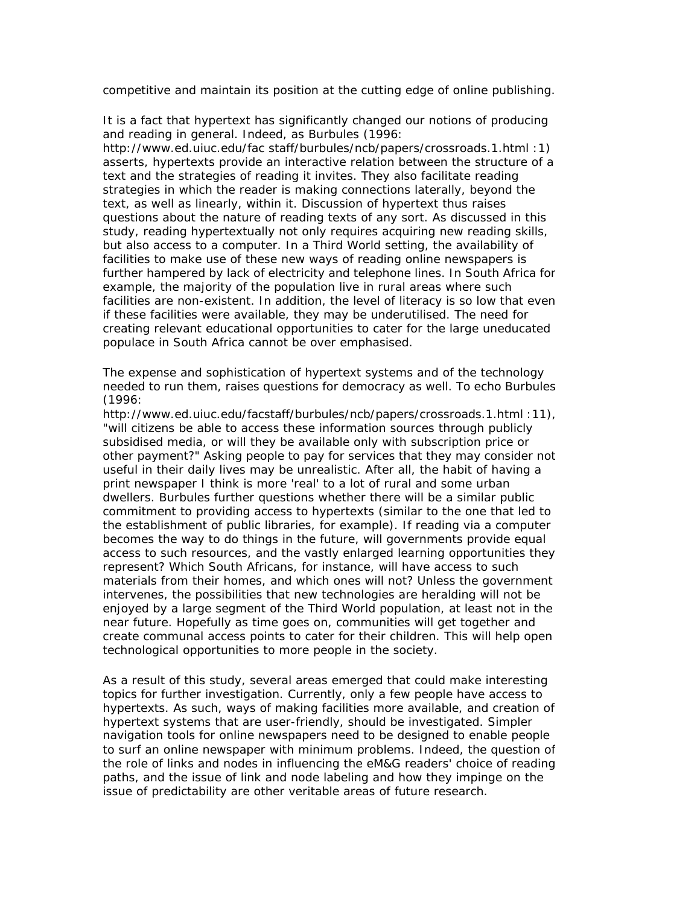competitive and maintain its position at the cutting edge of online publishing.

It is a fact that hypertext has significantly changed our notions of producing and reading in general. Indeed, as Burbules (1996: http://www.ed.uiuc.edu/fac staff/burbules/ncb/papers/crossroads.1.html :1) asserts, hypertexts provide an interactive relation between the structure of a text and the strategies of reading it invites. They also facilitate reading strategies in which the reader is making connections laterally, beyond the text, as well as linearly, within it. Discussion of hypertext thus raises questions about the nature of reading texts of any sort. As discussed in this study, reading hypertextually not only requires acquiring new reading skills, but also access to a computer. In a Third World setting, the availability of facilities to make use of these new ways of reading online newspapers is further hampered by lack of electricity and telephone lines. In South Africa for example, the majority of the population live in rural areas where such facilities are non-existent. In addition, the level of literacy is so low that even if these facilities were available, they may be underutilised. The need for creating relevant educational opportunities to cater for the large uneducated populace in South Africa cannot be over emphasised.

The expense and sophistication of hypertext systems and of the technology needed to run them, raises questions for democracy as well. To echo Burbules (1996: http://www.ed.uiuc.edu/facstaff/burbules/ncb/papers/crossroads.1.html :11), "will citizens be able to access these information sources through publicly subsidised media, or will they be available only with subscription price or other payment?" Asking people to pay for services that they may consider not useful in their daily lives may be unrealistic. After all, the habit of having a print newspaper I think is more 'real' to a lot of rural and some urban dwellers. Burbules further questions whether there will be a similar public commitment to providing access to hypertexts (similar to the one that led to the establishment of public libraries, for example). If reading via a computer becomes the way to do things in the future, will governments provide equal access to such resources, and the vastly enlarged learning opportunities they represent? Which South Africans, for instance, will have access to such materials from their homes, and which ones will not? Unless the government intervenes, the possibilities that new technologies are heralding will not be enjoyed by a large segment of the Third World population, at least not in the near future. Hopefully as time goes on, communities will get together and create communal access points to cater for their children. This will help open technological opportunities to more people in the society.

As a result of this study, several areas emerged that could make interesting topics for further investigation. Currently, only a few people have access to hypertexts. As such, ways of making facilities more available, and creation of hypertext systems that are user-friendly, should be investigated. Simpler navigation tools for online newspapers need to be designed to enable people to surf an online newspaper with minimum problems. Indeed, the question of the role of links and nodes in influencing the eM&G readers' choice of reading paths, and the issue of link and node labeling and how they impinge on the issue of predictability are other veritable areas of future research.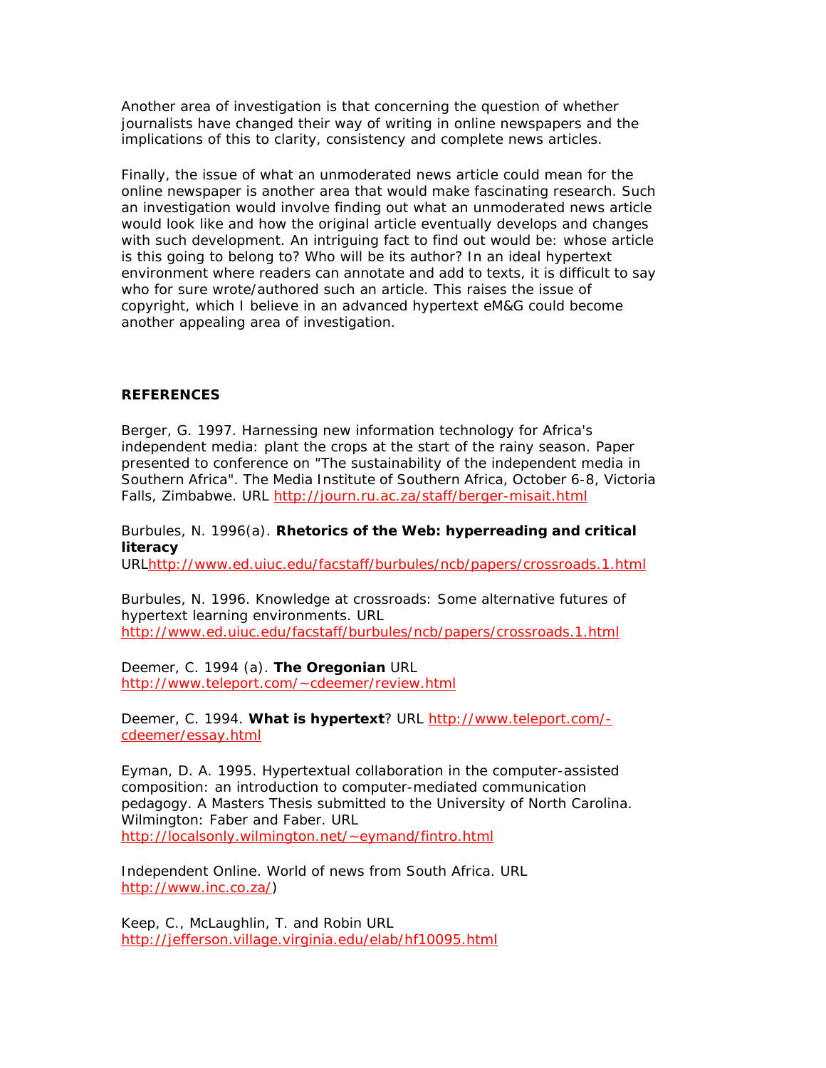Another area of investigation is that concerning the question of whether journalists have changed their way of writing in online newspapers and the implications of this to clarity, consistency and complete news articles.

Finally, the issue of what an unmoderated news article could mean for the online newspaper is another area that would make fascinating research. Such an investigation would involve finding out what an unmoderated news article would look like and how the original article eventually develops and changes with such development. An intriguing fact to find out would be: whose article is this going to belong to? Who will be its author? In an ideal hypertext environment where readers can annotate and add to texts, it is difficult to say who for sure wrote/authored such an article. This raises the issue of copyright, which I believe in an advanced hypertext eM&G could become another appealing area of investigation.

## REFERENCES

Berger, G. 1997. Harnessing new information technology for Africa's independent media: plant the crops at the start of the rainy season. Paper presented to conference on "The sustainability of the independent media in Southern Africa". The Media Institute of Southern Africa, October 6-8, Victoria Falls, Zimbabwe. URL http://journ.ru.ac.za/staff/berger-misait.html

Burbules, N. 1996(a). **Rhetorics of the Web: hyperreading and critical literacy** URLhttp://www.ed.uiuc.edu/facstaff/burbules/ncb/papers/crossroads.1.html

Burbules, N. 1996. Knowledge at crossroads: Some alternative futures of hypertext learning environments. URL http://www.ed.uiuc.edu/facstaff/burbules/ncb/papers/crossroads.1.html

Deemer, C. 1994 (a). **The Oregonian** URL http://www.teleport.com/~cdeemer/review.html

Deemer, C. 1994. **What is hypertext**? URL http://www.teleport.com/-cdeemer/essay.html

Eyman, D. A. 1995. Hypertextual collaboration in the computer-assisted composition: an introduction to computer-mediated communication pedagogy. A Masters Thesis submitted to the University of North Carolina. Wilmington: Faber and Faber. URL http://localsonly.wilmington.net/~eymand/fintro.html

Independent Online. World of news from South Africa. URL http://www.inc.co.za/)

Keep, C., McLaughlin, T. and Robin URL http://jefferson.village.virginia.edu/elab/hf10095.html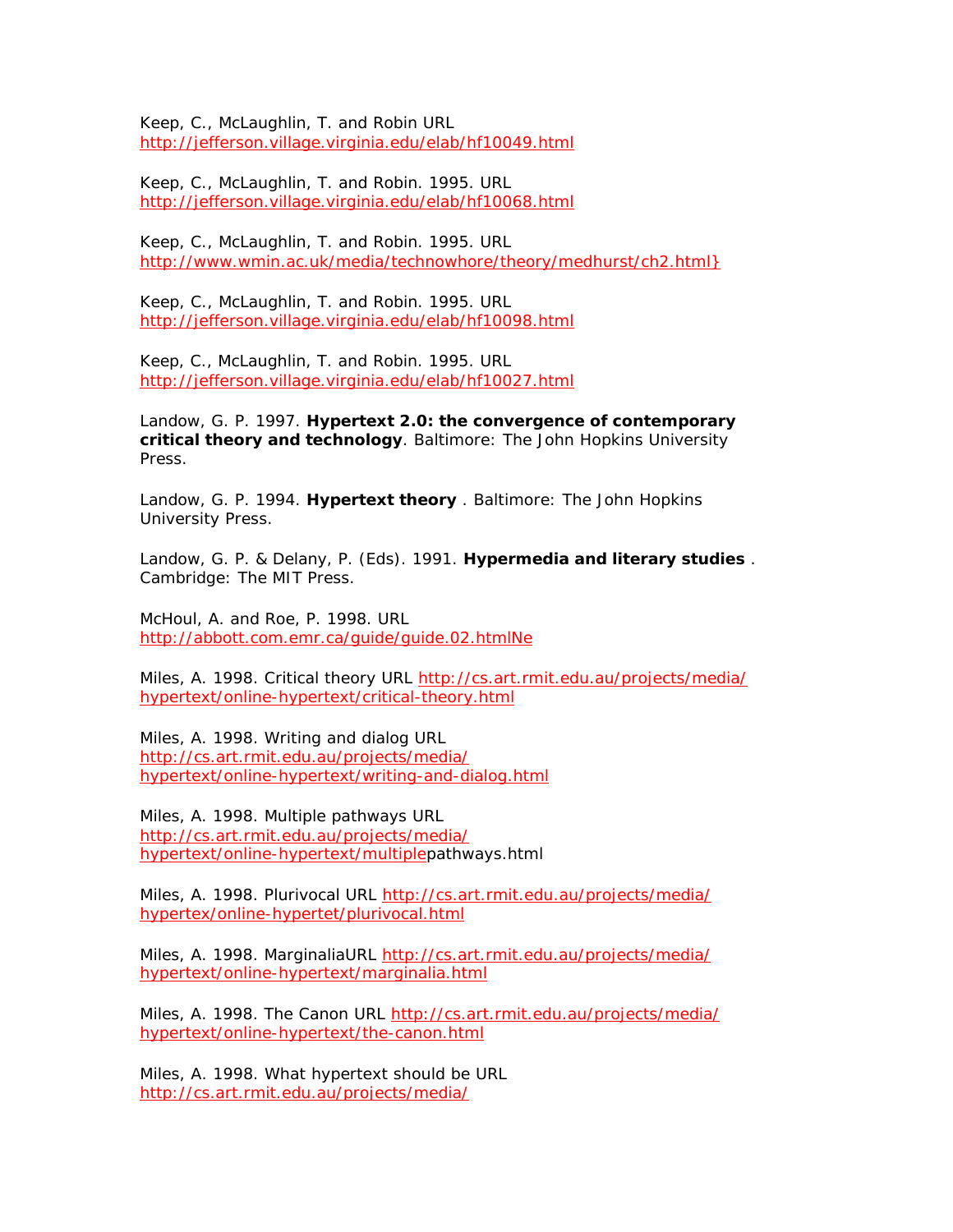Keep, C., McLaughlin, T. and Robin URL
http://jefferson.village.virginia.edu/elab/hf10049.html

Keep, C., McLaughlin, T. and Robin. 1995. URL
http://jefferson.village.virginia.edu/elab/hf10068.html

Keep, C., McLaughlin, T. and Robin. 1995. URL
http://www.wmin.ac.uk/media/technowhore/theory/medhurst/ch2.html}

Keep, C., McLaughlin, T. and Robin. 1995. URL
http://jefferson.village.virginia.edu/elab/hf10098.html

Keep, C., McLaughlin, T. and Robin. 1995. URL
http://jefferson.village.virginia.edu/elab/hf10027.html

Landow, G. P. 1997. **Hypertext 2.0: the convergence of contemporary critical theory and technology**. Baltimore: The John Hopkins University Press.

Landow, G. P. 1994. **Hypertext theory** . Baltimore: The John Hopkins University Press.

Landow, G. P. & Delany, P. (Eds). 1991. **Hypermedia and literary studies** . Cambridge: The MIT Press.

McHoul, A. and Roe, P. 1998. URL
http://abbott.com.emr.ca/guide/guide.02.htmlNe

Miles, A. 1998. Critical theory URL http://cs.art.rmit.edu.au/projects/media/hypertext/online-hypertext/critical-theory.html

Miles, A. 1998. Writing and dialog URL
http://cs.art.rmit.edu.au/projects/media/hypertext/online-hypertext/writing-and-dialog.html

Miles, A. 1998. Multiple pathways URL
http://cs.art.rmit.edu.au/projects/media/hypertext/online-hypertext/multiplepathways.html

Miles, A. 1998. Plurivocal URL http://cs.art.rmit.edu.au/projects/media/hypertex/online-hypertet/plurivocal.html

Miles, A. 1998. MarginaliaURL http://cs.art.rmit.edu.au/projects/media/hypertext/online-hypertext/marginalia.html

Miles, A. 1998. The Canon URL http://cs.art.rmit.edu.au/projects/media/hypertext/online-hypertext/the-canon.html

Miles, A. 1998. What hypertext should be URL
http://cs.art.rmit.edu.au/projects/media/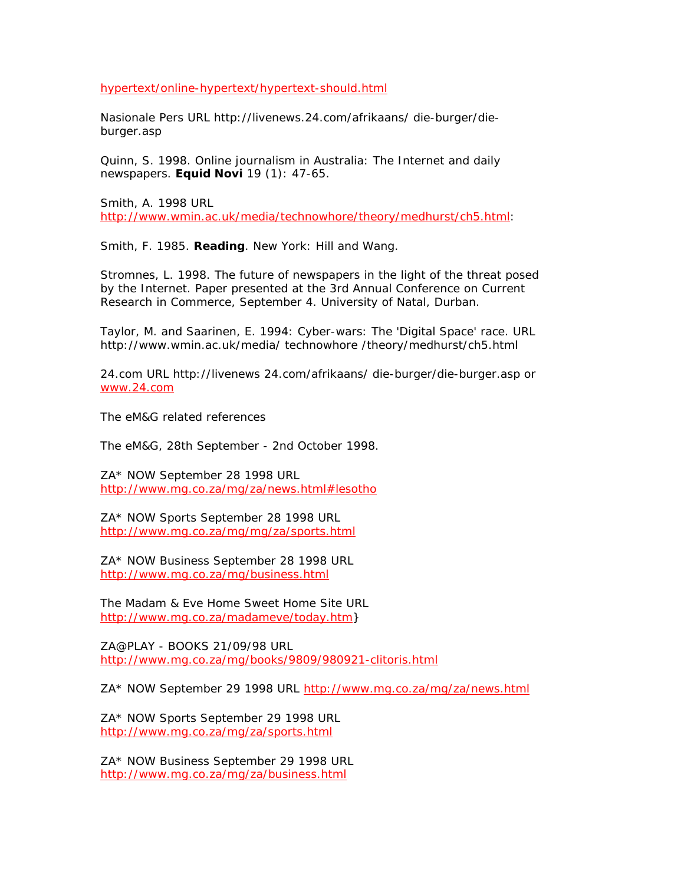hypertext/online-hypertext/hypertext-should.html

Nasionale Pers URL http://livenews.24.com/afrikaans/ die-burger/die-burger.asp

Quinn, S. 1998. Online journalism in Australia: The Internet and daily newspapers. **Equid Novi** 19 (1): 47-65.

Smith, A. 1998 URL http://www.wmin.ac.uk/media/technowhore/theory/medhurst/ch5.html:

Smith, F. 1985. **Reading**. New York: Hill and Wang.

Stromnes, L. 1998. The future of newspapers in the light of the threat posed by the Internet. Paper presented at the 3rd Annual Conference on Current Research in Commerce, September 4. University of Natal, Durban.

Taylor, M. and Saarinen, E. 1994: Cyber-wars: The 'Digital Space' race. URL http://www.wmin.ac.uk/media/ technowhore /theory/medhurst/ch5.html

24.com URL http://livenews 24.com/afrikaans/ die-burger/die-burger.asp or www.24.com

The eM&G related references

The eM&G, 28th September - 2nd October 1998.

ZA* NOW September 28 1998 URL http://www.mg.co.za/mg/za/news.html#lesotho

ZA* NOW Sports September 28 1998 URL http://www.mg.co.za/mg/mg/za/sports.html

ZA* NOW Business September 28 1998 URL http://www.mg.co.za/mg/business.html

The Madam & Eve Home Sweet Home Site URL http://www.mg.co.za/madameve/today.htm}

ZA@PLAY - BOOKS 21/09/98 URL http://www.mg.co.za/mg/books/9809/980921-clitoris.html

ZA* NOW September 29 1998 URL http://www.mg.co.za/mg/za/news.html

ZA* NOW Sports September 29 1998 URL http://www.mg.co.za/mg/za/sports.html

ZA* NOW Business September 29 1998 URL http://www.mg.co.za/mg/za/business.html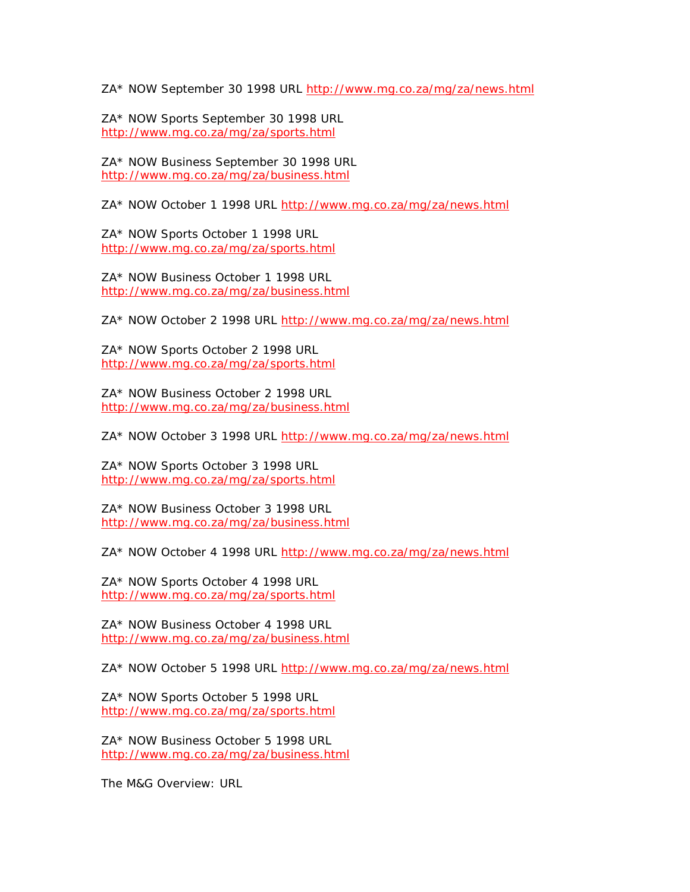ZA* NOW September 30 1998 URL http://www.mg.co.za/mg/za/news.html

ZA* NOW Sports September 30 1998 URL
http://www.mg.co.za/mg/za/sports.html

ZA* NOW Business September 30 1998 URL
http://www.mg.co.za/mg/za/business.html

ZA* NOW October 1 1998 URL http://www.mg.co.za/mg/za/news.html

ZA* NOW Sports October 1 1998 URL
http://www.mg.co.za/mg/za/sports.html

ZA* NOW Business October 1 1998 URL
http://www.mg.co.za/mg/za/business.html

ZA* NOW October 2 1998 URL http://www.mg.co.za/mg/za/news.html

ZA* NOW Sports October 2 1998 URL
http://www.mg.co.za/mg/za/sports.html

ZA* NOW Business October 2 1998 URL
http://www.mg.co.za/mg/za/business.html

ZA* NOW October 3 1998 URL http://www.mg.co.za/mg/za/news.html

ZA* NOW Sports October 3 1998 URL
http://www.mg.co.za/mg/za/sports.html

ZA* NOW Business October 3 1998 URL
http://www.mg.co.za/mg/za/business.html

ZA* NOW October 4 1998 URL http://www.mg.co.za/mg/za/news.html

ZA* NOW Sports October 4 1998 URL
http://www.mg.co.za/mg/za/sports.html

ZA* NOW Business October 4 1998 URL
http://www.mg.co.za/mg/za/business.html

ZA* NOW October 5 1998 URL http://www.mg.co.za/mg/za/news.html

ZA* NOW Sports October 5 1998 URL
http://www.mg.co.za/mg/za/sports.html

ZA* NOW Business October 5 1998 URL
http://www.mg.co.za/mg/za/business.html

The M&G Overview: URL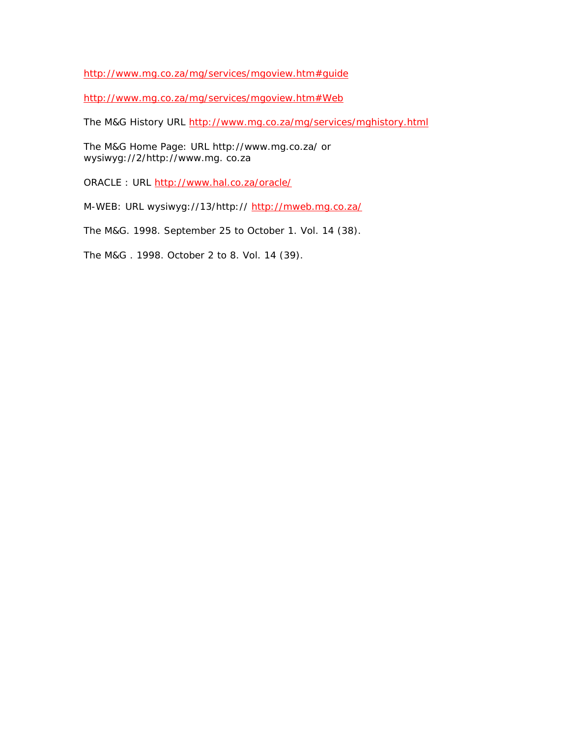http://www.mg.co.za/mg/services/mgoview.htm#guide

http://www.mg.co.za/mg/services/mgoview.htm#Web

The M&G History URL http://www.mg.co.za/mg/services/mghistory.html

The M&G Home Page: URL http://www.mg.co.za/ or
wysiwyg://2/http://www.mg. co.za

ORACLE : URL http://www.hal.co.za/oracle/

M-WEB: URL wysiwyg://13/http:// http://mweb.mg.co.za/

The M&G. 1998. September 25 to October 1. Vol. 14 (38).

The M&G . 1998. October 2 to 8. Vol. 14 (39).